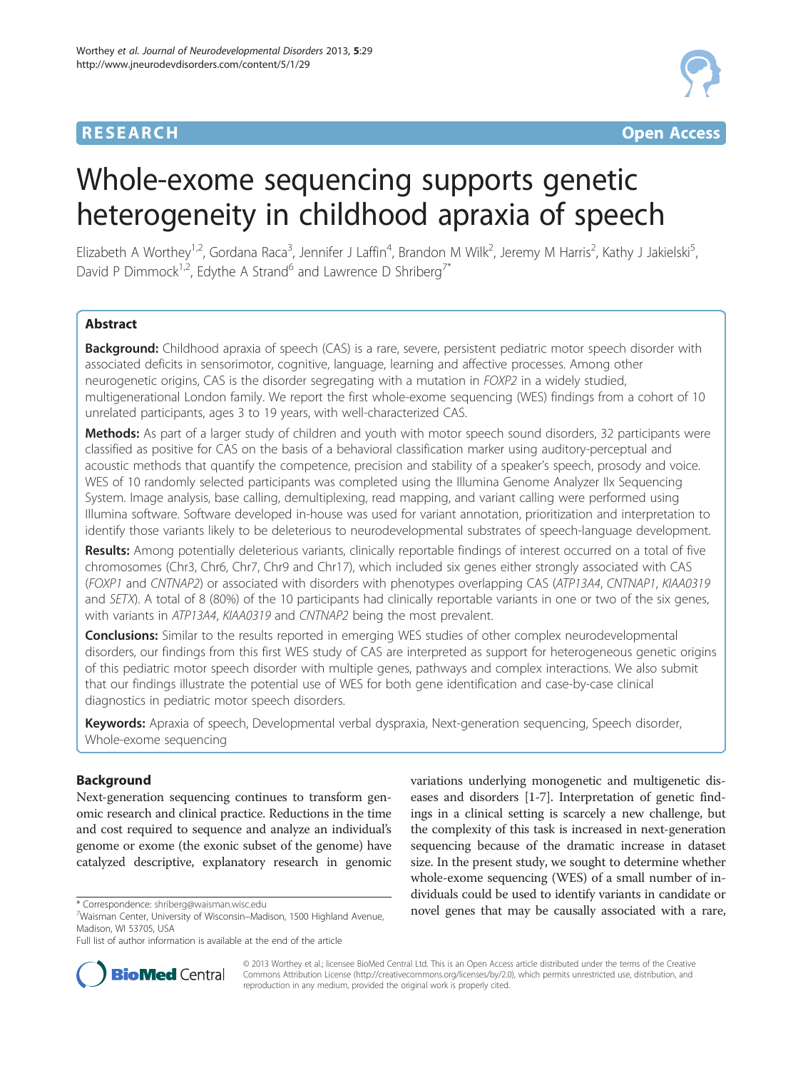**RESEARCH** **Open Access**

# Whole-exome sequencing supports genetic heterogeneity in childhood apraxia of speech

Elizabeth A Worthey[1,2], Gordana Raca[3], Jennifer J Laffin[4], Brandon M Wilk[2], Jeremy M Harris[2], Kathy J Jakielski[5], David P Dimmock[1,2], Edythe A Strand[6] and Lawrence D Shriberg[7*]

## Abstract

**Background:** Childhood apraxia of speech (CAS) is a rare, severe, persistent pediatric motor speech disorder with associated deficits in sensorimotor, cognitive, language, learning and affective processes. Among other neurogenetic origins, CAS is the disorder segregating with a mutation in *FOXP2* in a widely studied, multigenerational London family. We report the first whole-exome sequencing (WES) findings from a cohort of 10 unrelated participants, ages 3 to 19 years, with well-characterized CAS.

**Methods:** As part of a larger study of children and youth with motor speech sound disorders, 32 participants were classified as positive for CAS on the basis of a behavioral classification marker using auditory-perceptual and acoustic methods that quantify the competence, precision and stability of a speaker's speech, prosody and voice. WES of 10 randomly selected participants was completed using the Illumina Genome Analyzer IIx Sequencing System. Image analysis, base calling, demultiplexing, read mapping, and variant calling were performed using Illumina software. Software developed in-house was used for variant annotation, prioritization and interpretation to identify those variants likely to be deleterious to neurodevelopmental substrates of speech-language development.

**Results:** Among potentially deleterious variants, clinically reportable findings of interest occurred on a total of five chromosomes (Chr3, Chr6, Chr7, Chr9 and Chr17), which included six genes either strongly associated with CAS (*FOXP1* and *CNTNAP2*) or associated with disorders with phenotypes overlapping CAS (*ATP13A4*, *CNTNAP1*, *KIAA0319* and *SETX*). A total of 8 (80%) of the 10 participants had clinically reportable variants in one or two of the six genes, with variants in *ATP13A4*, *KIAA0319* and *CNTNAP2* being the most prevalent.

**Conclusions:** Similar to the results reported in emerging WES studies of other complex neurodevelopmental disorders, our findings from this first WES study of CAS are interpreted as support for heterogeneous genetic origins of this pediatric motor speech disorder with multiple genes, pathways and complex interactions. We also submit that our findings illustrate the potential use of WES for both gene identification and case-by-case clinical diagnostics in pediatric motor speech disorders.

**Keywords:** Apraxia of speech, Developmental verbal dyspraxia, Next-generation sequencing, Speech disorder, Whole-exome sequencing

## Background

Next-generation sequencing continues to transform genomic research and clinical practice. Reductions in the time and cost required to sequence and analyze an individual's genome or exome (the exonic subset of the genome) have catalyzed descriptive, explanatory research in genomic variations underlying monogenetic and multigenetic diseases and disorders [1-7]. Interpretation of genetic findings in a clinical setting is scarcely a new challenge, but the complexity of this task is increased in next-generation sequencing because of the dramatic increase in dataset size. In the present study, we sought to determine whether whole-exome sequencing (WES) of a small number of individuals could be used to identify variants in candidate or novel genes that may be causally associated with a rare,

* Correspondence: shriberg@waisman.wisc.edu
[7]Waisman Center, University of Wisconsin–Madison, 1500 Highland Avenue, Madison, WI 53705, USA
Full list of author information is available at the end of the article

© 2013 Worthey et al.; licensee BioMed Central Ltd. This is an Open Access article distributed under the terms of the Creative Commons Attribution License (http://creativecommons.org/licenses/by/2.0), which permits unrestricted use, distribution, and reproduction in any medium, provided the original work is properly cited.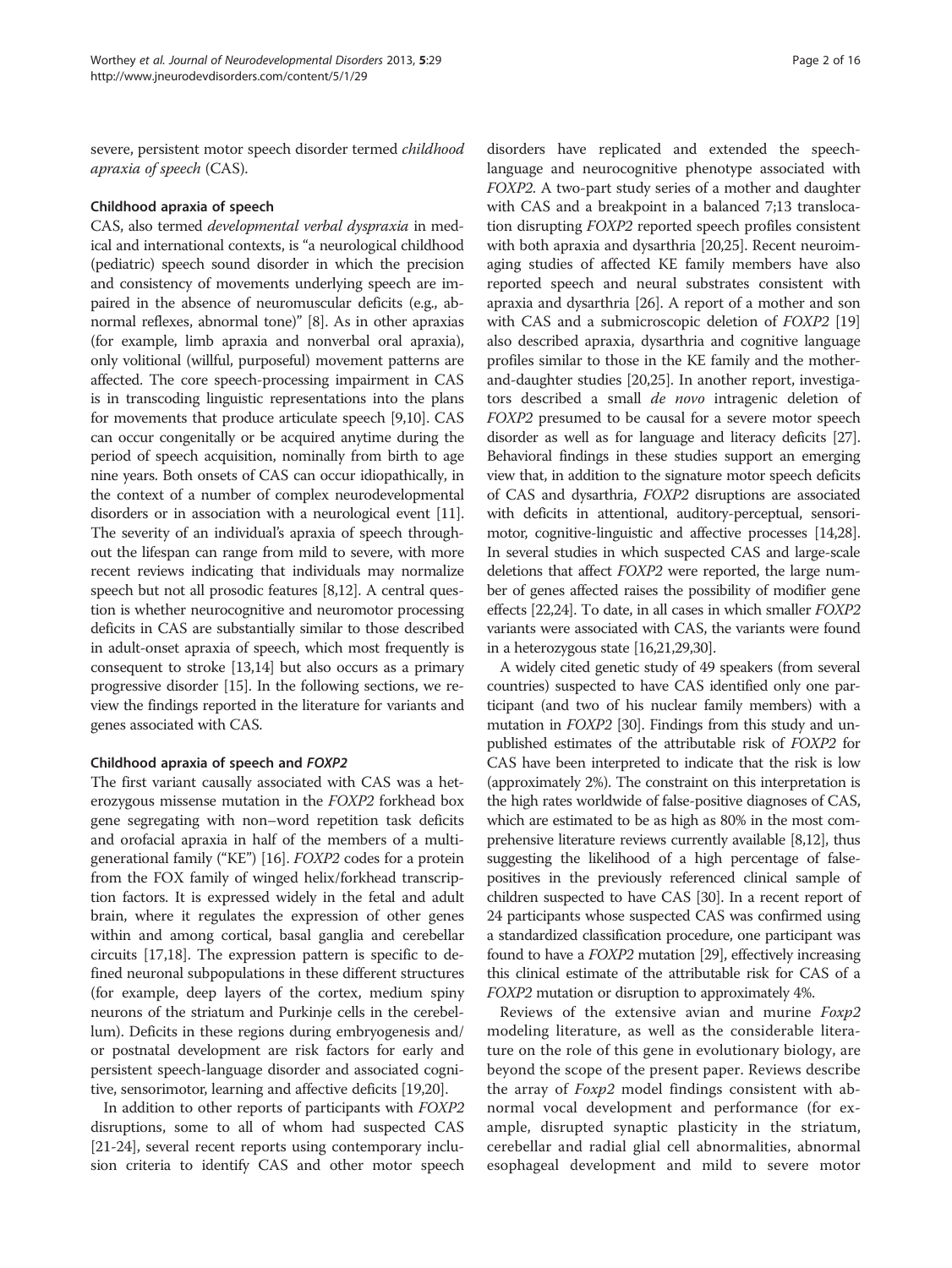severe, persistent motor speech disorder termed *childhood apraxia of speech* (CAS).

### Childhood apraxia of speech

CAS, also termed *developmental verbal dyspraxia* in medical and international contexts, is "a neurological childhood (pediatric) speech sound disorder in which the precision and consistency of movements underlying speech are impaired in the absence of neuromuscular deficits (e.g., abnormal reflexes, abnormal tone)" [8]. As in other apraxias (for example, limb apraxia and nonverbal oral apraxia), only volitional (willful, purposeful) movement patterns are affected. The core speech-processing impairment in CAS is in transcoding linguistic representations into the plans for movements that produce articulate speech [9,10]. CAS can occur congenitally or be acquired anytime during the period of speech acquisition, nominally from birth to age nine years. Both onsets of CAS can occur idiopathically, in the context of a number of complex neurodevelopmental disorders or in association with a neurological event [11]. The severity of an individual's apraxia of speech throughout the lifespan can range from mild to severe, with more recent reviews indicating that individuals may normalize speech but not all prosodic features [8,12]. A central question is whether neurocognitive and neuromotor processing deficits in CAS are substantially similar to those described in adult-onset apraxia of speech, which most frequently is consequent to stroke [13,14] but also occurs as a primary progressive disorder [15]. In the following sections, we review the findings reported in the literature for variants and genes associated with CAS.

### Childhood apraxia of speech and *FOXP2*

The first variant causally associated with CAS was a heterozygous missense mutation in the *FOXP2* forkhead box gene segregating with non–word repetition task deficits and orofacial apraxia in half of the members of a multigenerational family ("KE") [16]. *FOXP2* codes for a protein from the FOX family of winged helix/forkhead transcription factors. It is expressed widely in the fetal and adult brain, where it regulates the expression of other genes within and among cortical, basal ganglia and cerebellar circuits [17,18]. The expression pattern is specific to defined neuronal subpopulations in these different structures (for example, deep layers of the cortex, medium spiny neurons of the striatum and Purkinje cells in the cerebellum). Deficits in these regions during embryogenesis and/or postnatal development are risk factors for early and persistent speech-language disorder and associated cognitive, sensorimotor, learning and affective deficits [19,20].

In addition to other reports of participants with *FOXP2* disruptions, some to all of whom had suspected CAS [21-24], several recent reports using contemporary inclusion criteria to identify CAS and other motor speech disorders have replicated and extended the speech-language and neurocognitive phenotype associated with *FOXP2*. A two-part study series of a mother and daughter with CAS and a breakpoint in a balanced 7;13 translocation disrupting *FOXP2* reported speech profiles consistent with both apraxia and dysarthria [20,25]. Recent neuroimaging studies of affected KE family members have also reported speech and neural substrates consistent with apraxia and dysarthria [26]. A report of a mother and son with CAS and a submicroscopic deletion of *FOXP2* [19] also described apraxia, dysarthria and cognitive language profiles similar to those in the KE family and the mother-and-daughter studies [20,25]. In another report, investigators described a small *de novo* intragenic deletion of *FOXP2* presumed to be causal for a severe motor speech disorder as well as for language and literacy deficits [27]. Behavioral findings in these studies support an emerging view that, in addition to the signature motor speech deficits of CAS and dysarthria, *FOXP2* disruptions are associated with deficits in attentional, auditory-perceptual, sensorimotor, cognitive-linguistic and affective processes [14,28]. In several studies in which suspected CAS and large-scale deletions that affect *FOXP2* were reported, the large number of genes affected raises the possibility of modifier gene effects [22,24]. To date, in all cases in which smaller *FOXP2* variants were associated with CAS, the variants were found in a heterozygous state [16,21,29,30].

A widely cited genetic study of 49 speakers (from several countries) suspected to have CAS identified only one participant (and two of his nuclear family members) with a mutation in *FOXP2* [30]. Findings from this study and unpublished estimates of the attributable risk of *FOXP2* for CAS have been interpreted to indicate that the risk is low (approximately 2%). The constraint on this interpretation is the high rates worldwide of false-positive diagnoses of CAS, which are estimated to be as high as 80% in the most comprehensive literature reviews currently available [8,12], thus suggesting the likelihood of a high percentage of false-positives in the previously referenced clinical sample of children suspected to have CAS [30]. In a recent report of 24 participants whose suspected CAS was confirmed using a standardized classification procedure, one participant was found to have a *FOXP2* mutation [29], effectively increasing this clinical estimate of the attributable risk for CAS of a *FOXP2* mutation or disruption to approximately 4%.

Reviews of the extensive avian and murine *Foxp2* modeling literature, as well as the considerable literature on the role of this gene in evolutionary biology, are beyond the scope of the present paper. Reviews describe the array of *Foxp2* model findings consistent with abnormal vocal development and performance (for example, disrupted synaptic plasticity in the striatum, cerebellar and radial glial cell abnormalities, abnormal esophageal development and mild to severe motor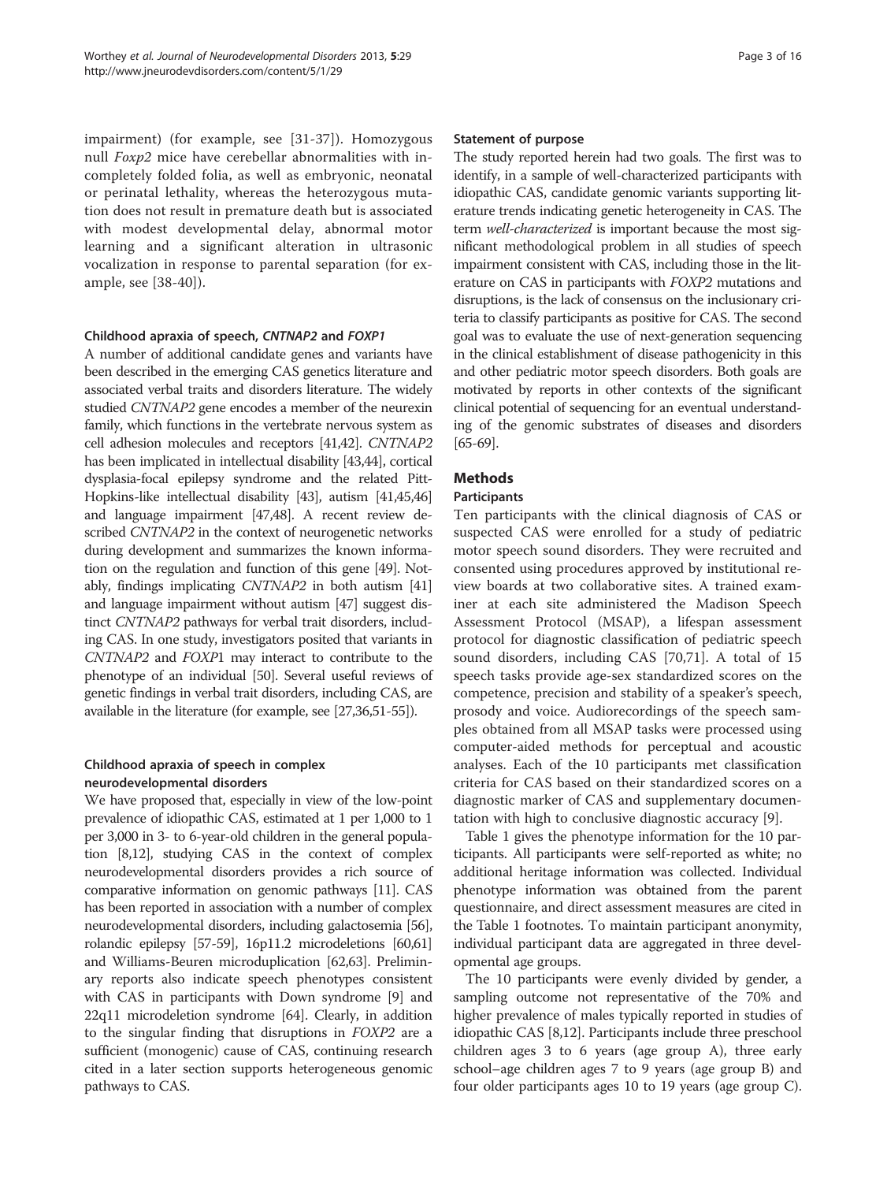impairment) (for example, see [31-37]). Homozygous null *Foxp2* mice have cerebellar abnormalities with incompletely folded folia, as well as embryonic, neonatal or perinatal lethality, whereas the heterozygous mutation does not result in premature death but is associated with modest developmental delay, abnormal motor learning and a significant alteration in ultrasonic vocalization in response to parental separation (for example, see [38-40]).

#### Childhood apraxia of speech, *CNTNAP2* and *FOXP1*

A number of additional candidate genes and variants have been described in the emerging CAS genetics literature and associated verbal traits and disorders literature. The widely studied *CNTNAP2* gene encodes a member of the neurexin family, which functions in the vertebrate nervous system as cell adhesion molecules and receptors [41,42]. *CNTNAP2* has been implicated in intellectual disability [43,44], cortical dysplasia-focal epilepsy syndrome and the related Pitt-Hopkins-like intellectual disability [43], autism [41,45,46] and language impairment [47,48]. A recent review described *CNTNAP2* in the context of neurogenetic networks during development and summarizes the known information on the regulation and function of this gene [49]. Notably, findings implicating *CNTNAP2* in both autism [41] and language impairment without autism [47] suggest distinct *CNTNAP2* pathways for verbal trait disorders, including CAS. In one study, investigators posited that variants in *CNTNAP2* and *FOXP*1 may interact to contribute to the phenotype of an individual [50]. Several useful reviews of genetic findings in verbal trait disorders, including CAS, are available in the literature (for example, see [27,36,51-55]).

#### Childhood apraxia of speech in complex neurodevelopmental disorders

We have proposed that, especially in view of the low-point prevalence of idiopathic CAS, estimated at 1 per 1,000 to 1 per 3,000 in 3- to 6-year-old children in the general population [8,12], studying CAS in the context of complex neurodevelopmental disorders provides a rich source of comparative information on genomic pathways [11]. CAS has been reported in association with a number of complex neurodevelopmental disorders, including galactosemia [56], rolandic epilepsy [57-59], 16p11.2 microdeletions [60,61] and Williams-Beuren microduplication [62,63]. Preliminary reports also indicate speech phenotypes consistent with CAS in participants with Down syndrome [9] and 22q11 microdeletion syndrome [64]. Clearly, in addition to the singular finding that disruptions in *FOXP2* are a sufficient (monogenic) cause of CAS, continuing research cited in a later section supports heterogeneous genomic pathways to CAS.

#### Statement of purpose

The study reported herein had two goals. The first was to identify, in a sample of well-characterized participants with idiopathic CAS, candidate genomic variants supporting literature trends indicating genetic heterogeneity in CAS. The term *well-characterized* is important because the most significant methodological problem in all studies of speech impairment consistent with CAS, including those in the literature on CAS in participants with *FOXP2* mutations and disruptions, is the lack of consensus on the inclusionary criteria to classify participants as positive for CAS. The second goal was to evaluate the use of next-generation sequencing in the clinical establishment of disease pathogenicity in this and other pediatric motor speech disorders. Both goals are motivated by reports in other contexts of the significant clinical potential of sequencing for an eventual understanding of the genomic substrates of diseases and disorders [65-69].

## Methods

### Participants

Ten participants with the clinical diagnosis of CAS or suspected CAS were enrolled for a study of pediatric motor speech sound disorders. They were recruited and consented using procedures approved by institutional review boards at two collaborative sites. A trained examiner at each site administered the Madison Speech Assessment Protocol (MSAP), a lifespan assessment protocol for diagnostic classification of pediatric speech sound disorders, including CAS [70,71]. A total of 15 speech tasks provide age-sex standardized scores on the competence, precision and stability of a speaker's speech, prosody and voice. Audiorecordings of the speech samples obtained from all MSAP tasks were processed using computer-aided methods for perceptual and acoustic analyses. Each of the 10 participants met classification criteria for CAS based on their standardized scores on a diagnostic marker of CAS and supplementary documentation with high to conclusive diagnostic accuracy [9].

Table 1 gives the phenotype information for the 10 participants. All participants were self-reported as white; no additional heritage information was collected. Individual phenotype information was obtained from the parent questionnaire, and direct assessment measures are cited in the Table 1 footnotes. To maintain participant anonymity, individual participant data are aggregated in three developmental age groups.

The 10 participants were evenly divided by gender, a sampling outcome not representative of the 70% and higher prevalence of males typically reported in studies of idiopathic CAS [8,12]. Participants include three preschool children ages 3 to 6 years (age group A), three early school–age children ages 7 to 9 years (age group B) and four older participants ages 10 to 19 years (age group C).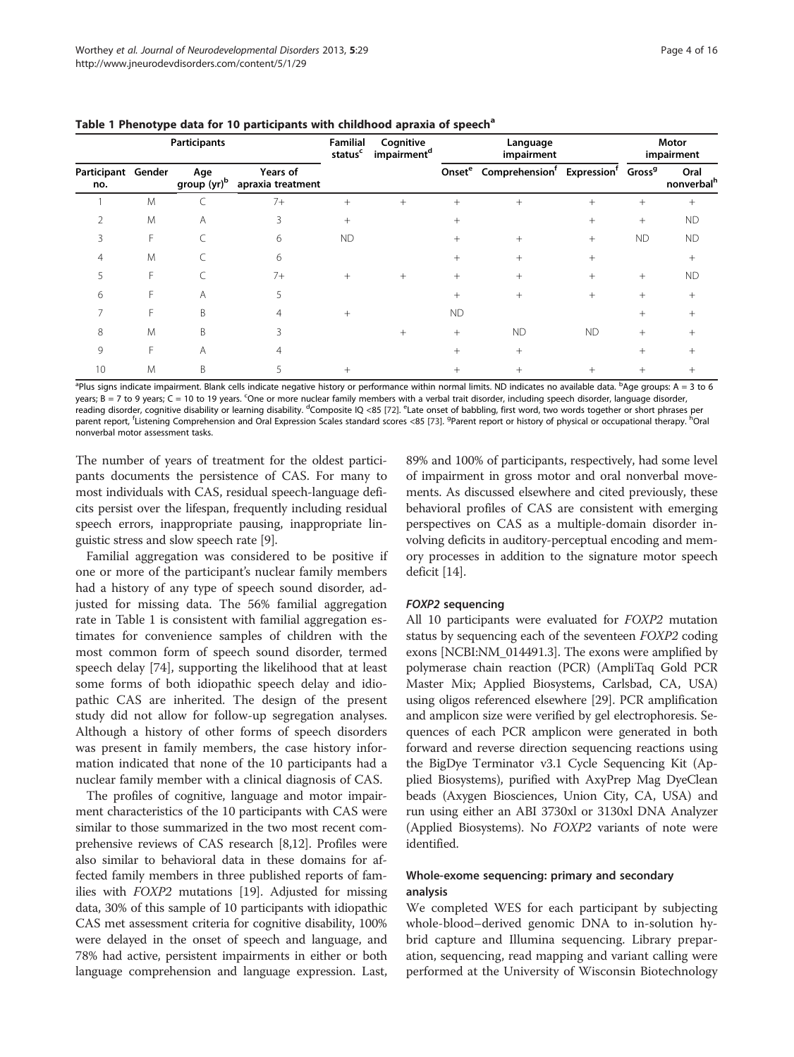**Table 1 Phenotype data for 10 participants with childhood apraxia of speech[a]**

| Participants | | | | Familial status[c] | Cognitive impairment[d] | Language impairment | | | Motor impairment | |
|---|---|---|---|---|---|---|---|---|---|---|
| Participant no. | Gender | Age group (yr)[b] | Years of apraxia treatment | | | Onset[e] | Comprehension[f] | Expression[f] | Gross[g] | Oral nonverbal[h] |
| 1 | M | C | 7+ | + | + | + | + | + | + | + |
| 2 | M | A | 3 | + | | + | | + | + | ND |
| 3 | F | C | 6 | ND | | + | + | + | ND | ND |
| 4 | M | C | 6 | | | + | + | + | | + |
| 5 | F | C | 7+ | + | + | + | + | + | + | ND |
| 6 | F | A | 5 | | | + | + | + | + | + |
| 7 | F | B | 4 | + | | ND | | | + | + |
| 8 | M | B | 3 | | + | + | ND | ND | + | + |
| 9 | F | A | 4 | | | + | + | | + | + |
| 10 | M | B | 5 | + | | + | + | + | + | + |

[a]Plus signs indicate impairment. Blank cells indicate negative history or performance within normal limits. ND indicates no available data. [b]Age groups: A = 3 to 6 years; B = 7 to 9 years; C = 10 to 19 years. [c]One or more nuclear family members with a verbal trait disorder, including speech disorder, language disorder, reading disorder, cognitive disability or learning disability. [d]Composite IQ <85 [72]. [e]Late onset of babbling, first word, two words together or short phrases per parent report, [f]Listening Comprehension and Oral Expression Scales standard scores <85 [73]. [g]Parent report or history of physical or occupational therapy. [h]Oral nonverbal motor assessment tasks.

The number of years of treatment for the oldest participants documents the persistence of CAS. For many to most individuals with CAS, residual speech-language deficits persist over the lifespan, frequently including residual speech errors, inappropriate pausing, inappropriate linguistic stress and slow speech rate [9].

Familial aggregation was considered to be positive if one or more of the participant's nuclear family members had a history of any type of speech sound disorder, adjusted for missing data. The 56% familial aggregation rate in Table 1 is consistent with familial aggregation estimates for convenience samples of children with the most common form of speech sound disorder, termed speech delay [74], supporting the likelihood that at least some forms of both idiopathic speech delay and idiopathic CAS are inherited. The design of the present study did not allow for follow-up segregation analyses. Although a history of other forms of speech disorders was present in family members, the case history information indicated that none of the 10 participants had a nuclear family member with a clinical diagnosis of CAS.

The profiles of cognitive, language and motor impairment characteristics of the 10 participants with CAS were similar to those summarized in the two most recent comprehensive reviews of CAS research [8,12]. Profiles were also similar to behavioral data in these domains for affected family members in three published reports of families with *FOXP2* mutations [19]. Adjusted for missing data, 30% of this sample of 10 participants with idiopathic CAS met assessment criteria for cognitive disability, 100% were delayed in the onset of speech and language, and 78% had active, persistent impairments in either or both language comprehension and language expression. Last, 89% and 100% of participants, respectively, had some level of impairment in gross motor and oral nonverbal movements. As discussed elsewhere and cited previously, these behavioral profiles of CAS are consistent with emerging perspectives on CAS as a multiple-domain disorder involving deficits in auditory-perceptual encoding and memory processes in addition to the signature motor speech deficit [14].

#### *FOXP2* sequencing

All 10 participants were evaluated for *FOXP2* mutation status by sequencing each of the seventeen *FOXP2* coding exons [NCBI:NM_014491.3]. The exons were amplified by polymerase chain reaction (PCR) (AmpliTaq Gold PCR Master Mix; Applied Biosystems, Carlsbad, CA, USA) using oligos referenced elsewhere [29]. PCR amplification and amplicon size were verified by gel electrophoresis. Sequences of each PCR amplicon were generated in both forward and reverse direction sequencing reactions using the BigDye Terminator v3.1 Cycle Sequencing Kit (Applied Biosystems), purified with AxyPrep Mag DyeClean beads (Axygen Biosciences, Union City, CA, USA) and run using either an ABI 3730xl or 3130xl DNA Analyzer (Applied Biosystems). No *FOXP2* variants of note were identified.

### Whole-exome sequencing: primary and secondary analysis

We completed WES for each participant by subjecting whole-blood–derived genomic DNA to in-solution hybrid capture and Illumina sequencing. Library preparation, sequencing, read mapping and variant calling were performed at the University of Wisconsin Biotechnology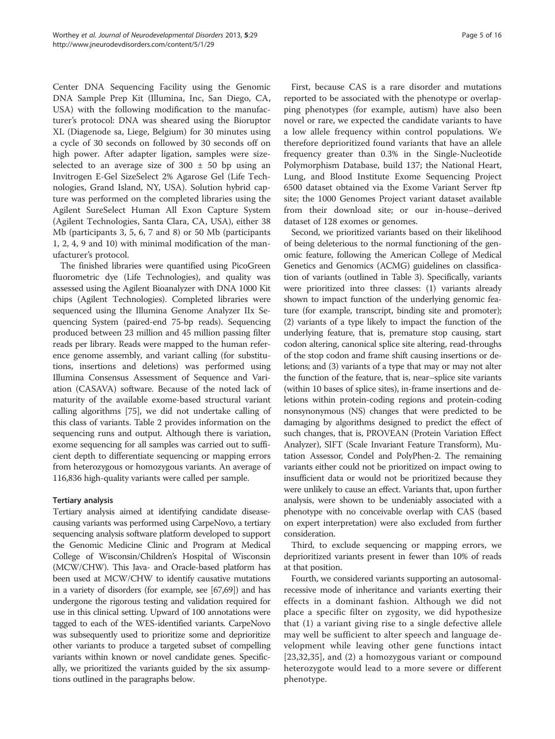Center DNA Sequencing Facility using the Genomic DNA Sample Prep Kit (Illumina, Inc, San Diego, CA, USA) with the following modification to the manufacturer's protocol: DNA was sheared using the Bioruptor XL (Diagenode sa, Liege, Belgium) for 30 minutes using a cycle of 30 seconds on followed by 30 seconds off on high power. After adapter ligation, samples were size-selected to an average size of 300 ± 50 bp using an Invitrogen E-Gel SizeSelect 2% Agarose Gel (Life Technologies, Grand Island, NY, USA). Solution hybrid capture was performed on the completed libraries using the Agilent SureSelect Human All Exon Capture System (Agilent Technologies, Santa Clara, CA, USA), either 38 Mb (participants 3, 5, 6, 7 and 8) or 50 Mb (participants 1, 2, 4, 9 and 10) with minimal modification of the manufacturer's protocol.

The finished libraries were quantified using PicoGreen fluorometric dye (Life Technologies), and quality was assessed using the Agilent Bioanalyzer with DNA 1000 Kit chips (Agilent Technologies). Completed libraries were sequenced using the Illumina Genome Analyzer IIx Sequencing System (paired-end 75-bp reads). Sequencing produced between 23 million and 45 million passing filter reads per library. Reads were mapped to the human reference genome assembly, and variant calling (for substitutions, insertions and deletions) was performed using Illumina Consensus Assessment of Sequence and Variation (CASAVA) software. Because of the noted lack of maturity of the available exome-based structural variant calling algorithms [75], we did not undertake calling of this class of variants. Table 2 provides information on the sequencing runs and output. Although there is variation, exome sequencing for all samples was carried out to sufficient depth to differentiate sequencing or mapping errors from heterozygous or homozygous variants. An average of 116,836 high-quality variants were called per sample.

### Tertiary analysis

Tertiary analysis aimed at identifying candidate disease-causing variants was performed using CarpeNovo, a tertiary sequencing analysis software platform developed to support the Genomic Medicine Clinic and Program at Medical College of Wisconsin/Children's Hospital of Wisconsin (MCW/CHW). This Java- and Oracle-based platform has been used at MCW/CHW to identify causative mutations in a variety of disorders (for example, see [67,69]) and has undergone the rigorous testing and validation required for use in this clinical setting. Upward of 100 annotations were tagged to each of the WES-identified variants. CarpeNovo was subsequently used to prioritize some and deprioritize other variants to produce a targeted subset of compelling variants within known or novel candidate genes. Specifically, we prioritized the variants guided by the six assumptions outlined in the paragraphs below.

First, because CAS is a rare disorder and mutations reported to be associated with the phenotype or overlapping phenotypes (for example, autism) have also been novel or rare, we expected the candidate variants to have a low allele frequency within control populations. We therefore deprioritized found variants that have an allele frequency greater than 0.3% in the Single-Nucleotide Polymorphism Database, build 137; the National Heart, Lung, and Blood Institute Exome Sequencing Project 6500 dataset obtained via the Exome Variant Server ftp site; the 1000 Genomes Project variant dataset available from their download site; or our in-house–derived dataset of 128 exomes or genomes.

Second, we prioritized variants based on their likelihood of being deleterious to the normal functioning of the genomic feature, following the American College of Medical Genetics and Genomics (ACMG) guidelines on classification of variants (outlined in Table 3). Specifically, variants were prioritized into three classes: (1) variants already shown to impact function of the underlying genomic feature (for example, transcript, binding site and promoter); (2) variants of a type likely to impact the function of the underlying feature, that is, premature stop causing, start codon altering, canonical splice site altering, read-throughs of the stop codon and frame shift causing insertions or deletions; and (3) variants of a type that may or may not alter the function of the feature, that is, near–splice site variants (within 10 bases of splice sites), in-frame insertions and deletions within protein-coding regions and protein-coding nonsynonymous (NS) changes that were predicted to be damaging by algorithms designed to predict the effect of such changes, that is, PROVEAN (Protein Variation Effect Analyzer), SIFT (Scale Invariant Feature Transform), Mutation Assessor, Condel and PolyPhen-2. The remaining variants either could not be prioritized on impact owing to insufficient data or would not be prioritized because they were unlikely to cause an effect. Variants that, upon further analysis, were shown to be undeniably associated with a phenotype with no conceivable overlap with CAS (based on expert interpretation) were also excluded from further consideration.

Third, to exclude sequencing or mapping errors, we deprioritized variants present in fewer than 10% of reads at that position.

Fourth, we considered variants supporting an autosomal-recessive mode of inheritance and variants exerting their effects in a dominant fashion. Although we did not place a specific filter on zygosity, we did hypothesize that (1) a variant giving rise to a single defective allele may well be sufficient to alter speech and language development while leaving other gene functions intact [23,32,35], and (2) a homozygous variant or compound heterozygote would lead to a more severe or different phenotype.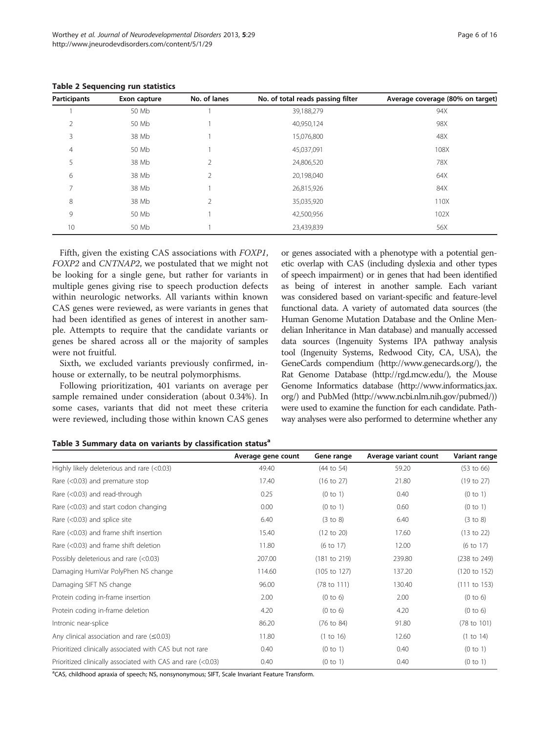**Table 2 Sequencing run statistics**

| Participants | Exon capture | No. of lanes | No. of total reads passing filter | Average coverage (80% on target) |
|---|---|---|---|---|
| 1 | 50 Mb | 1 | 39,188,279 | 94X |
| 2 | 50 Mb | 1 | 40,950,124 | 98X |
| 3 | 38 Mb | 1 | 15,076,800 | 48X |
| 4 | 50 Mb | 1 | 45,037,091 | 108X |
| 5 | 38 Mb | 2 | 24,806,520 | 78X |
| 6 | 38 Mb | 2 | 20,198,040 | 64X |
| 7 | 38 Mb | 1 | 26,815,926 | 84X |
| 8 | 38 Mb | 2 | 35,035,920 | 110X |
| 9 | 50 Mb | 1 | 42,500,956 | 102X |
| 10 | 50 Mb | 1 | 23,439,839 | 56X |

Fifth, given the existing CAS associations with *FOXP1*, *FOXP2* and *CNTNAP2*, we postulated that we might not be looking for a single gene, but rather for variants in multiple genes giving rise to speech production defects within neurologic networks. All variants within known CAS genes were reviewed, as were variants in genes that had been identified as genes of interest in another sample. Attempts to require that the candidate variants or genes be shared across all or the majority of samples were not fruitful.

Sixth, we excluded variants previously confirmed, in-house or externally, to be neutral polymorphisms.

Following prioritization, 401 variants on average per sample remained under consideration (about 0.34%). In some cases, variants that did not meet these criteria were reviewed, including those within known CAS genes or genes associated with a phenotype with a potential genetic overlap with CAS (including dyslexia and other types of speech impairment) or in genes that had been identified as being of interest in another sample. Each variant was considered based on variant-specific and feature-level functional data. A variety of automated data sources (the Human Genome Mutation Database and the Online Mendelian Inheritance in Man database) and manually accessed data sources (Ingenuity Systems IPA pathway analysis tool (Ingenuity Systems, Redwood City, CA, USA), the GeneCards compendium (http://www.genecards.org/), the Rat Genome Database (http://rgd.mcw.edu/), the Mouse Genome Informatics database (http://www.informatics.jax.org/) and PubMed (http://www.ncbi.nlm.nih.gov/pubmed/)) were used to examine the function for each candidate. Pathway analyses were also performed to determine whether any

**Table 3 Summary data on variants by classification status**[a]

| | Average gene count | Gene range | Average variant count | Variant range |
|---|---|---|---|---|
| Highly likely deleterious and rare (<0.03) | 49.40 | (44 to 54) | 59.20 | (53 to 66) |
| Rare (<0.03) and premature stop | 17.40 | (16 to 27) | 21.80 | (19 to 27) |
| Rare (<0.03) and read-through | 0.25 | (0 to 1) | 0.40 | (0 to 1) |
| Rare (<0.03) and start codon changing | 0.00 | (0 to 1) | 0.60 | (0 to 1) |
| Rare (<0.03) and splice site | 6.40 | (3 to 8) | 6.40 | (3 to 8) |
| Rare (<0.03) and frame shift insertion | 15.40 | (12 to 20) | 17.60 | (13 to 22) |
| Rare (<0.03) and frame shift deletion | 11.80 | (6 to 17) | 12.00 | (6 to 17) |
| Possibly deleterious and rare (<0.03) | 207.00 | (181 to 219) | 239.80 | (238 to 249) |
| Damaging HumVar PolyPhen NS change | 114.60 | (105 to 127) | 137.20 | (120 to 152) |
| Damaging SIFT NS change | 96.00 | (78 to 111) | 130.40 | (111 to 153) |
| Protein coding in-frame insertion | 2.00 | (0 to 6) | 2.00 | (0 to 6) |
| Protein coding in-frame deletion | 4.20 | (0 to 6) | 4.20 | (0 to 6) |
| Intronic near-splice | 86.20 | (76 to 84) | 91.80 | (78 to 101) |
| Any clinical association and rare (≤0.03) | 11.80 | (1 to 16) | 12.60 | (1 to 14) |
| Prioritized clinically associated with CAS but not rare | 0.40 | (0 to 1) | 0.40 | (0 to 1) |
| Prioritized clinically associated with CAS and rare (<0.03) | 0.40 | (0 to 1) | 0.40 | (0 to 1) |

[a]CAS, childhood apraxia of speech; NS, nonsynonymous; SIFT, Scale Invariant Feature Transform.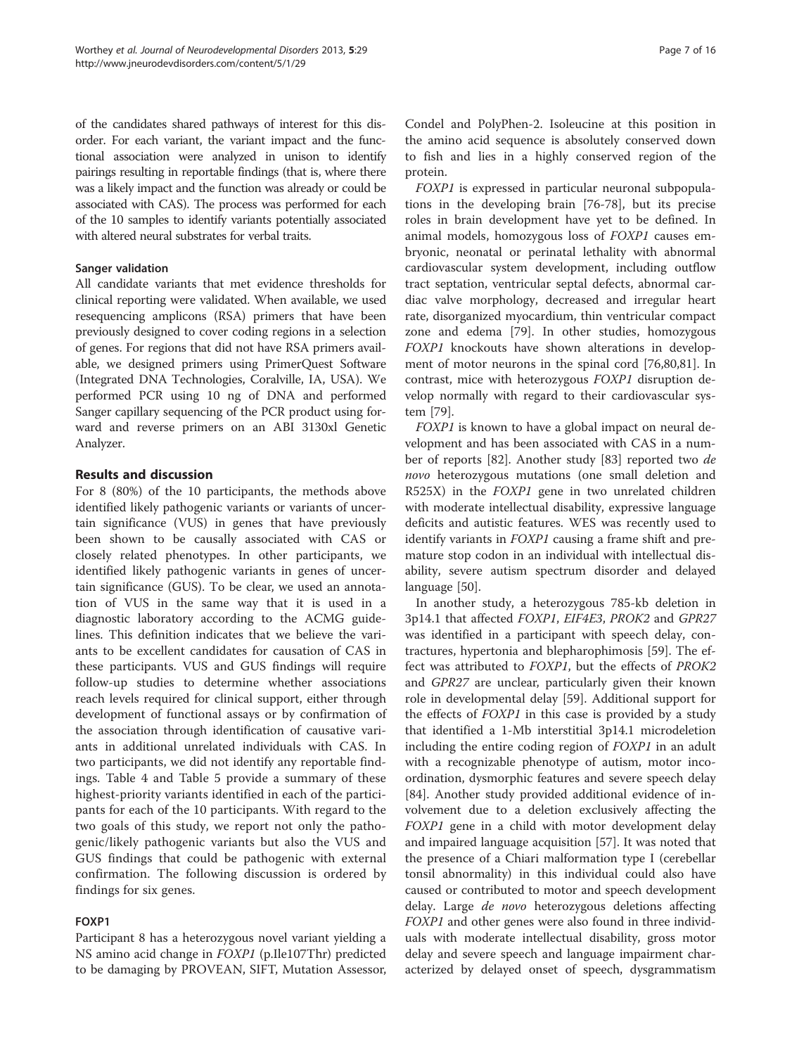of the candidates shared pathways of interest for this disorder. For each variant, the variant impact and the functional association were analyzed in unison to identify pairings resulting in reportable findings (that is, where there was a likely impact and the function was already or could be associated with CAS). The process was performed for each of the 10 samples to identify variants potentially associated with altered neural substrates for verbal traits.

#### Sanger validation

All candidate variants that met evidence thresholds for clinical reporting were validated. When available, we used resequencing amplicons (RSA) primers that have been previously designed to cover coding regions in a selection of genes. For regions that did not have RSA primers available, we designed primers using PrimerQuest Software (Integrated DNA Technologies, Coralville, IA, USA). We performed PCR using 10 ng of DNA and performed Sanger capillary sequencing of the PCR product using forward and reverse primers on an ABI 3130xl Genetic Analyzer.

## Results and discussion

For 8 (80%) of the 10 participants, the methods above identified likely pathogenic variants or variants of uncertain significance (VUS) in genes that have previously been shown to be causally associated with CAS or closely related phenotypes. In other participants, we identified likely pathogenic variants in genes of uncertain significance (GUS). To be clear, we used an annotation of VUS in the same way that it is used in a diagnostic laboratory according to the ACMG guidelines. This definition indicates that we believe the variants to be excellent candidates for causation of CAS in these participants. VUS and GUS findings will require follow-up studies to determine whether associations reach levels required for clinical support, either through development of functional assays or by confirmation of the association through identification of causative variants in additional unrelated individuals with CAS. In two participants, we did not identify any reportable findings. Table 4 and Table 5 provide a summary of these highest-priority variants identified in each of the participants for each of the 10 participants. With regard to the two goals of this study, we report not only the pathogenic/likely pathogenic variants but also the VUS and GUS findings that could be pathogenic with external confirmation. The following discussion is ordered by findings for six genes.

### FOXP1

Participant 8 has a heterozygous novel variant yielding a NS amino acid change in *FOXP1* (p.Ile107Thr) predicted to be damaging by PROVEAN, SIFT, Mutation Assessor, Condel and PolyPhen-2. Isoleucine at this position in the amino acid sequence is absolutely conserved down to fish and lies in a highly conserved region of the protein.

*FOXP1* is expressed in particular neuronal subpopulations in the developing brain [76-78], but its precise roles in brain development have yet to be defined. In animal models, homozygous loss of *FOXP1* causes embryonic, neonatal or perinatal lethality with abnormal cardiovascular system development, including outflow tract septation, ventricular septal defects, abnormal cardiac valve morphology, decreased and irregular heart rate, disorganized myocardium, thin ventricular compact zone and edema [79]. In other studies, homozygous *FOXP1* knockouts have shown alterations in development of motor neurons in the spinal cord [76,80,81]. In contrast, mice with heterozygous *FOXP1* disruption develop normally with regard to their cardiovascular system [79].

*FOXP1* is known to have a global impact on neural development and has been associated with CAS in a number of reports [82]. Another study [83] reported two *de novo* heterozygous mutations (one small deletion and R525X) in the *FOXP1* gene in two unrelated children with moderate intellectual disability, expressive language deficits and autistic features. WES was recently used to identify variants in *FOXP1* causing a frame shift and premature stop codon in an individual with intellectual disability, severe autism spectrum disorder and delayed language [50].

In another study, a heterozygous 785-kb deletion in 3p14.1 that affected *FOXP1*, *EIF4E3*, *PROK2* and *GPR27* was identified in a participant with speech delay, contractures, hypertonia and blepharophimosis [59]. The effect was attributed to *FOXP1*, but the effects of *PROK2* and *GPR27* are unclear, particularly given their known role in developmental delay [59]. Additional support for the effects of *FOXP1* in this case is provided by a study that identified a 1-Mb interstitial 3p14.1 microdeletion including the entire coding region of *FOXP1* in an adult with a recognizable phenotype of autism, motor incoordination, dysmorphic features and severe speech delay [84]. Another study provided additional evidence of involvement due to a deletion exclusively affecting the *FOXP1* gene in a child with motor development delay and impaired language acquisition [57]. It was noted that the presence of a Chiari malformation type I (cerebellar tonsil abnormality) in this individual could also have caused or contributed to motor and speech development delay. Large *de novo* heterozygous deletions affecting *FOXP1* and other genes were also found in three individuals with moderate intellectual disability, gross motor delay and severe speech and language impairment characterized by delayed onset of speech, dysgrammatism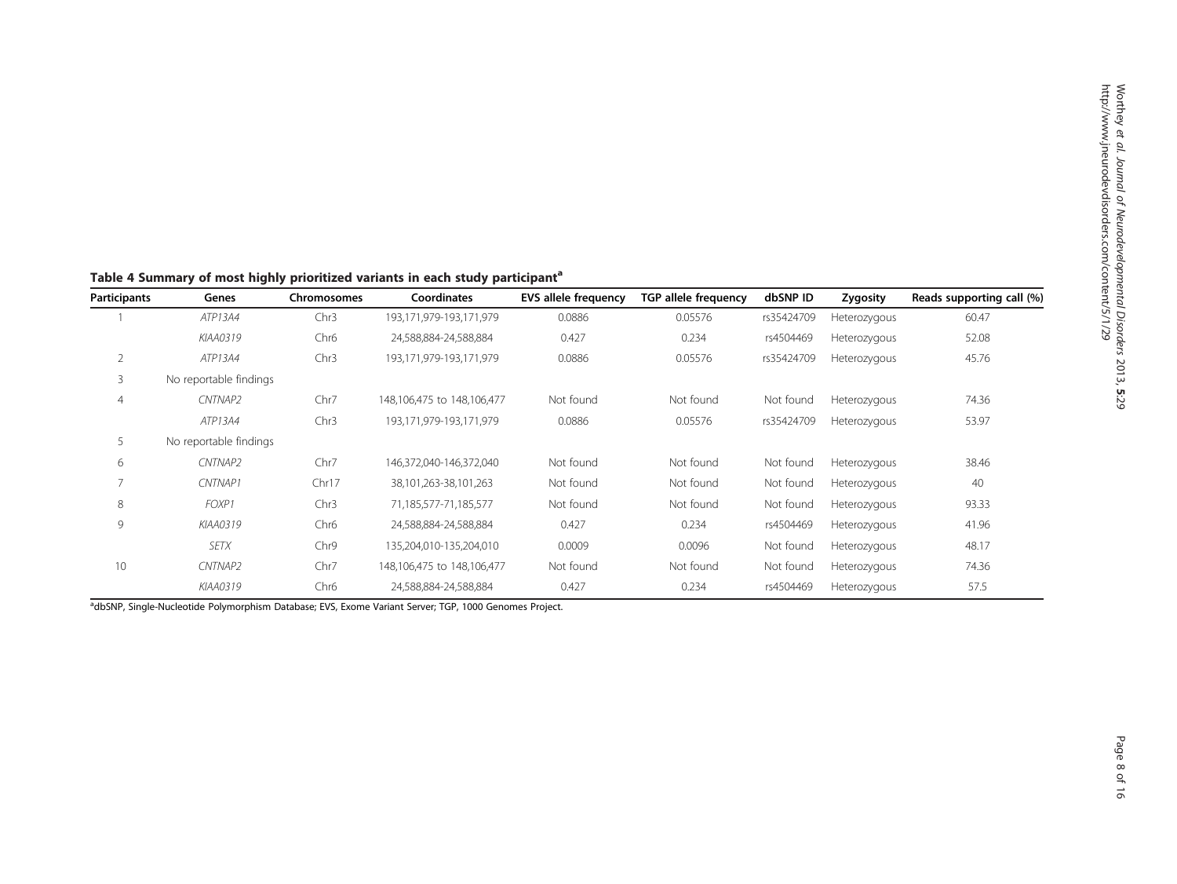**Table 4 Summary of most highly prioritized variants in each study participant[a]**

| Participants | Genes | Chromosomes | Coordinates | EVS allele frequency | TGP allele frequency | dbSNP ID | Zygosity | Reads supporting call (%) |
|---|---|---|---|---|---|---|---|---|
| 1 | *ATP13A4* | Chr3 | 193,171,979-193,171,979 | 0.0886 | 0.05576 | rs35424709 | Heterozygous | 60.47 |
| | *KIAA0319* | Chr6 | 24,588,884-24,588,884 | 0.427 | 0.234 | rs4504469 | Heterozygous | 52.08 |
| 2 | *ATP13A4* | Chr3 | 193,171,979-193,171,979 | 0.0886 | 0.05576 | rs35424709 | Heterozygous | 45.76 |
| 3 | No reportable findings | | | | | | | |
| 4 | *CNTNAP2* | Chr7 | 148,106,475 to 148,106,477 | Not found | Not found | Not found | Heterozygous | 74.36 |
| | *ATP13A4* | Chr3 | 193,171,979-193,171,979 | 0.0886 | 0.05576 | rs35424709 | Heterozygous | 53.97 |
| 5 | No reportable findings | | | | | | | |
| 6 | *CNTNAP2* | Chr7 | 146,372,040-146,372,040 | Not found | Not found | Not found | Heterozygous | 38.46 |
| 7 | *CNTNAP1* | Chr17 | 38,101,263-38,101,263 | Not found | Not found | Not found | Heterozygous | 40 |
| 8 | *FOXP1* | Chr3 | 71,185,577-71,185,577 | Not found | Not found | Not found | Heterozygous | 93.33 |
| 9 | *KIAA0319* | Chr6 | 24,588,884-24,588,884 | 0.427 | 0.234 | rs4504469 | Heterozygous | 41.96 |
| | *SETX* | Chr9 | 135,204,010-135,204,010 | 0.0009 | 0.0096 | Not found | Heterozygous | 48.17 |
| 10 | *CNTNAP2* | Chr7 | 148,106,475 to 148,106,477 | Not found | Not found | Not found | Heterozygous | 74.36 |
| | *KIAA0319* | Chr6 | 24,588,884-24,588,884 | 0.427 | 0.234 | rs4504469 | Heterozygous | 57.5 |

[a]dbSNP, Single-Nucleotide Polymorphism Database; EVS, Exome Variant Server; TGP, 1000 Genomes Project.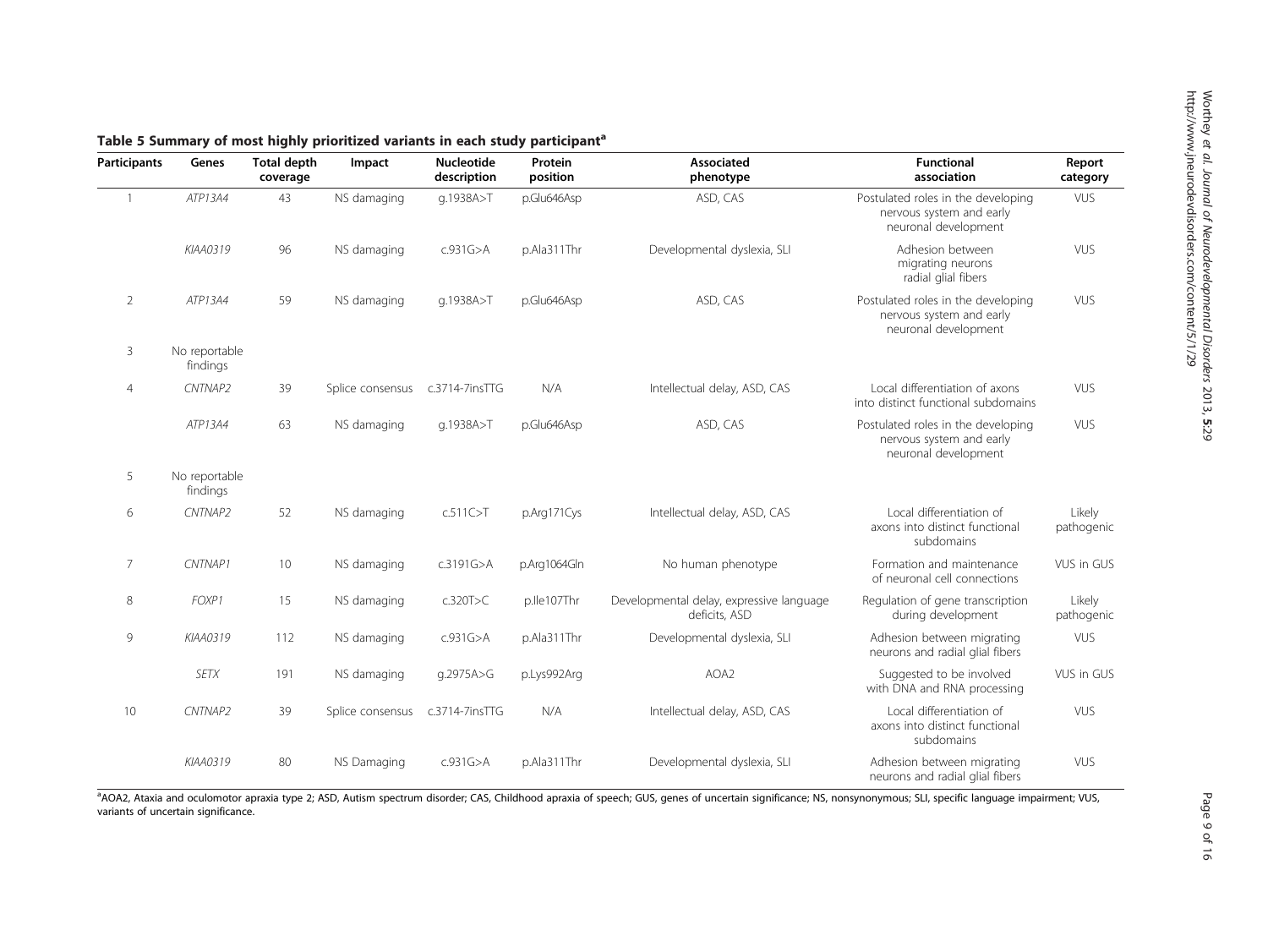**Table 5 Summary of most highly prioritized variants in each study participant[a]**

| Participants | Genes | Total depth coverage | Impact | Nucleotide description | Protein position | Associated phenotype | Functional association | Report category |
|---|---|---|---|---|---|---|---|---|
| 1 | *ATP13A4* | 43 | NS damaging | g.1938A>T | p.Glu646Asp | ASD, CAS | Postulated roles in the developing nervous system and early neuronal development | VUS |
| | *KIAA0319* | 96 | NS damaging | c.931G>A | p.Ala311Thr | Developmental dyslexia, SLI | Adhesion between migrating neurons radial glial fibers | VUS |
| 2 | *ATP13A4* | 59 | NS damaging | g.1938A>T | p.Glu646Asp | ASD, CAS | Postulated roles in the developing nervous system and early neuronal development | VUS |
| 3 | No reportable findings | | | | | | | |
| 4 | *CNTNAP2* | 39 | Splice consensus | c.3714-7insTTG | N/A | Intellectual delay, ASD, CAS | Local differentiation of axons into distinct functional subdomains | VUS |
| | *ATP13A4* | 63 | NS damaging | g.1938A>T | p.Glu646Asp | ASD, CAS | Postulated roles in the developing nervous system and early neuronal development | VUS |
| 5 | No reportable findings | | | | | | | |
| 6 | *CNTNAP2* | 52 | NS damaging | c.511C>T | p.Arg171Cys | Intellectual delay, ASD, CAS | Local differentiation of axons into distinct functional subdomains | Likely pathogenic |
| 7 | *CNTNAP1* | 10 | NS damaging | c.3191G>A | p.Arg1064Gln | No human phenotype | Formation and maintenance of neuronal cell connections | VUS in GUS |
| 8 | *FOXP1* | 15 | NS damaging | c.320T>C | p.Ile107Thr | Developmental delay, expressive language deficits, ASD | Regulation of gene transcription during development | Likely pathogenic |
| 9 | *KIAA0319* | 112 | NS damaging | c.931G>A | p.Ala311Thr | Developmental dyslexia, SLI | Adhesion between migrating neurons and radial glial fibers | VUS |
| | *SETX* | 191 | NS damaging | g.2975A>G | p.Lys992Arg | AOA2 | Suggested to be involved with DNA and RNA processing | VUS in GUS |
| 10 | *CNTNAP2* | 39 | Splice consensus | c.3714-7insTTG | N/A | Intellectual delay, ASD, CAS | Local differentiation of axons into distinct functional subdomains | VUS |
| | *KIAA0319* | 80 | NS Damaging | c.931G>A | p.Ala311Thr | Developmental dyslexia, SLI | Adhesion between migrating neurons and radial glial fibers | VUS |

[a]AOA2, Ataxia and oculomotor apraxia type 2; ASD, Autism spectrum disorder; CAS, Childhood apraxia of speech; GUS, genes of uncertain significance; NS, nonsynonymous; SLI, specific language impairment; VUS, variants of uncertain significance.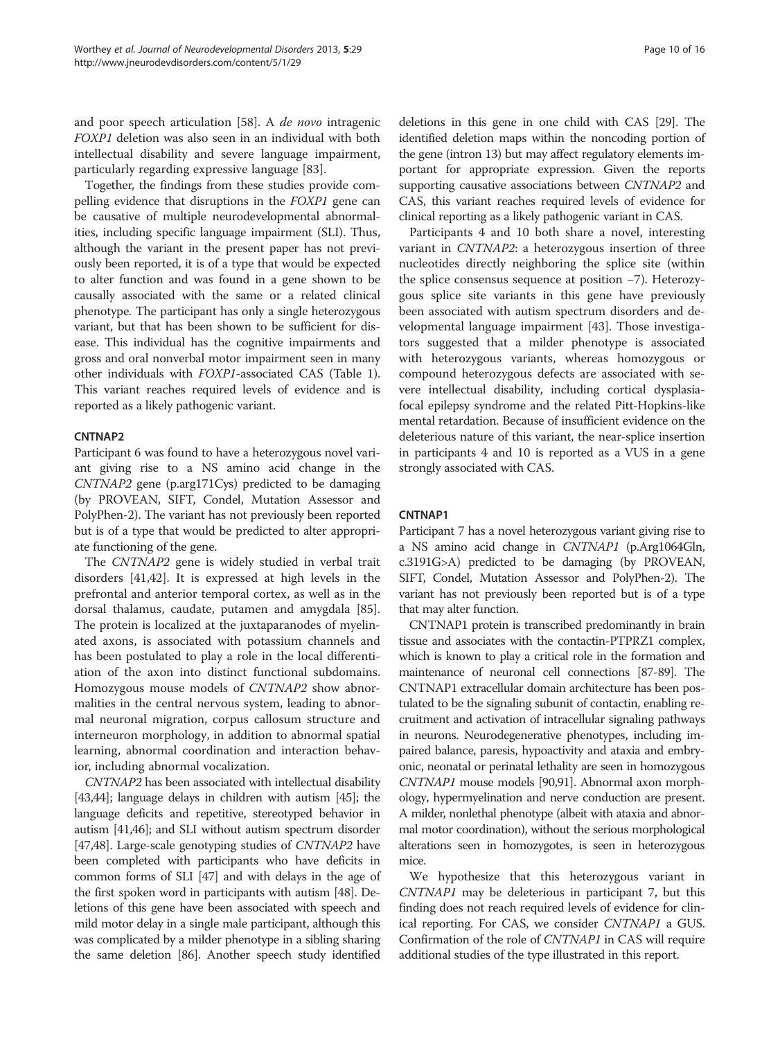and poor speech articulation [58]. A *de novo* intragenic *FOXP1* deletion was also seen in an individual with both intellectual disability and severe language impairment, particularly regarding expressive language [83].

Together, the findings from these studies provide compelling evidence that disruptions in the *FOXP1* gene can be causative of multiple neurodevelopmental abnormalities, including specific language impairment (SLI). Thus, although the variant in the present paper has not previously been reported, it is of a type that would be expected to alter function and was found in a gene shown to be causally associated with the same or a related clinical phenotype. The participant has only a single heterozygous variant, but that has been shown to be sufficient for disease. This individual has the cognitive impairments and gross and oral nonverbal motor impairment seen in many other individuals with *FOXP1*-associated CAS (Table 1). This variant reaches required levels of evidence and is reported as a likely pathogenic variant.

### CNTNAP2

Participant 6 was found to have a heterozygous novel variant giving rise to a NS amino acid change in the *CNTNAP2* gene (p.arg171Cys) predicted to be damaging (by PROVEAN, SIFT, Condel, Mutation Assessor and PolyPhen-2). The variant has not previously been reported but is of a type that would be predicted to alter appropriate functioning of the gene.

The *CNTNAP2* gene is widely studied in verbal trait disorders [41,42]. It is expressed at high levels in the prefrontal and anterior temporal cortex, as well as in the dorsal thalamus, caudate, putamen and amygdala [85]. The protein is localized at the juxtaparanodes of myelinated axons, is associated with potassium channels and has been postulated to play a role in the local differentiation of the axon into distinct functional subdomains. Homozygous mouse models of *CNTNAP2* show abnormalities in the central nervous system, leading to abnormal neuronal migration, corpus callosum structure and interneuron morphology, in addition to abnormal spatial learning, abnormal coordination and interaction behavior, including abnormal vocalization.

*CNTNAP2* has been associated with intellectual disability [43,44]; language delays in children with autism [45]; the language deficits and repetitive, stereotyped behavior in autism [41,46]; and SLI without autism spectrum disorder [47,48]. Large-scale genotyping studies of *CNTNAP2* have been completed with participants who have deficits in common forms of SLI [47] and with delays in the age of the first spoken word in participants with autism [48]. Deletions of this gene have been associated with speech and mild motor delay in a single male participant, although this was complicated by a milder phenotype in a sibling sharing the same deletion [86]. Another speech study identified deletions in this gene in one child with CAS [29]. The identified deletion maps within the noncoding portion of the gene (intron 13) but may affect regulatory elements important for appropriate expression. Given the reports supporting causative associations between *CNTNAP2* and CAS, this variant reaches required levels of evidence for clinical reporting as a likely pathogenic variant in CAS.

Participants 4 and 10 both share a novel, interesting variant in *CNTNAP2*: a heterozygous insertion of three nucleotides directly neighboring the splice site (within the splice consensus sequence at position −7). Heterozygous splice site variants in this gene have previously been associated with autism spectrum disorders and developmental language impairment [43]. Those investigators suggested that a milder phenotype is associated with heterozygous variants, whereas homozygous or compound heterozygous defects are associated with severe intellectual disability, including cortical dysplasia-focal epilepsy syndrome and the related Pitt-Hopkins-like mental retardation. Because of insufficient evidence on the deleterious nature of this variant, the near-splice insertion in participants 4 and 10 is reported as a VUS in a gene strongly associated with CAS.

### CNTNAP1

Participant 7 has a novel heterozygous variant giving rise to a NS amino acid change in *CNTNAP1* (p.Arg1064Gln, c.3191G>A) predicted to be damaging (by PROVEAN, SIFT, Condel, Mutation Assessor and PolyPhen-2). The variant has not previously been reported but is of a type that may alter function.

CNTNAP1 protein is transcribed predominantly in brain tissue and associates with the contactin-PTPRZ1 complex, which is known to play a critical role in the formation and maintenance of neuronal cell connections [87-89]. The CNTNAP1 extracellular domain architecture has been postulated to be the signaling subunit of contactin, enabling recruitment and activation of intracellular signaling pathways in neurons. Neurodegenerative phenotypes, including impaired balance, paresis, hypoactivity and ataxia and embryonic, neonatal or perinatal lethality are seen in homozygous *CNTNAP1* mouse models [90,91]. Abnormal axon morphology, hypermyelination and nerve conduction are present. A milder, nonlethal phenotype (albeit with ataxia and abnormal motor coordination), without the serious morphological alterations seen in homozygotes, is seen in heterozygous mice.

We hypothesize that this heterozygous variant in *CNTNAP1* may be deleterious in participant 7, but this finding does not reach required levels of evidence for clinical reporting. For CAS, we consider *CNTNAP1* a GUS. Confirmation of the role of *CNTNAP1* in CAS will require additional studies of the type illustrated in this report.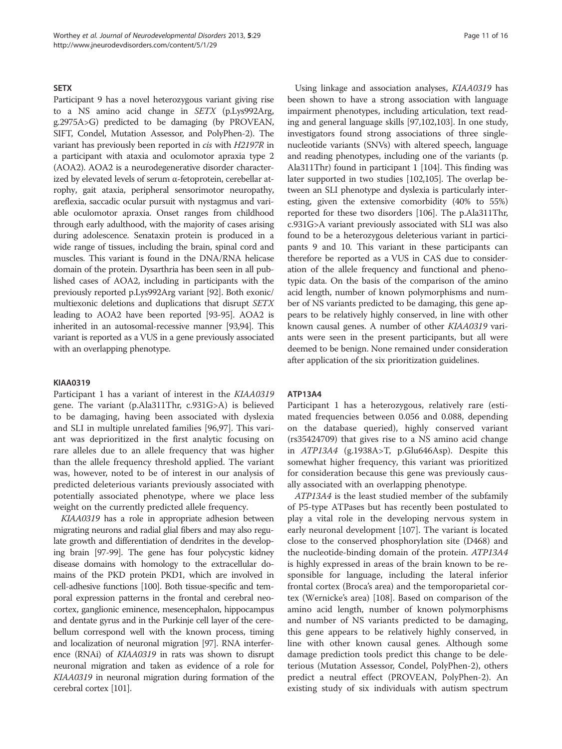### SETX

Participant 9 has a novel heterozygous variant giving rise to a NS amino acid change in *SETX* (p.Lys992Arg, g.2975A>G) predicted to be damaging (by PROVEAN, SIFT, Condel, Mutation Assessor, and PolyPhen-2). The variant has previously been reported in *cis* with *H2197R* in a participant with ataxia and oculomotor apraxia type 2 (AOA2). AOA2 is a neurodegenerative disorder characterized by elevated levels of serum α-fetoprotein, cerebellar atrophy, gait ataxia, peripheral sensorimotor neuropathy, areflexia, saccadic ocular pursuit with nystagmus and variable oculomotor apraxia. Onset ranges from childhood through early adulthood, with the majority of cases arising during adolescence. Senataxin protein is produced in a wide range of tissues, including the brain, spinal cord and muscles. This variant is found in the DNA/RNA helicase domain of the protein. Dysarthria has been seen in all published cases of AOA2, including in participants with the previously reported p.Lys992Arg variant [92]. Both exonic/multiexonic deletions and duplications that disrupt *SETX* leading to AOA2 have been reported [93-95]. AOA2 is inherited in an autosomal-recessive manner [93,94]. This variant is reported as a VUS in a gene previously associated with an overlapping phenotype.

### KIAA0319

Participant 1 has a variant of interest in the *KIAA0319* gene. The variant (p.Ala311Thr, c.931G>A) is believed to be damaging, having been associated with dyslexia and SLI in multiple unrelated families [96,97]. This variant was deprioritized in the first analytic focusing on rare alleles due to an allele frequency that was higher than the allele frequency threshold applied. The variant was, however, noted to be of interest in our analysis of predicted deleterious variants previously associated with potentially associated phenotype, where we place less weight on the currently predicted allele frequency.

*KIAA0319* has a role in appropriate adhesion between migrating neurons and radial glial fibers and may also regulate growth and differentiation of dendrites in the developing brain [97-99]. The gene has four polycystic kidney disease domains with homology to the extracellular domains of the PKD protein PKD1, which are involved in cell-adhesive functions [100]. Both tissue-specific and temporal expression patterns in the frontal and cerebral neocortex, ganglionic eminence, mesencephalon, hippocampus and dentate gyrus and in the Purkinje cell layer of the cerebellum correspond well with the known process, timing and localization of neuronal migration [97]. RNA interference (RNAi) of *KIAA0319* in rats was shown to disrupt neuronal migration and taken as evidence of a role for *KIAA0319* in neuronal migration during formation of the cerebral cortex [101].

Using linkage and association analyses, *KIAA0319* has been shown to have a strong association with language impairment phenotypes, including articulation, text reading and general language skills [97,102,103]. In one study, investigators found strong associations of three single-nucleotide variants (SNVs) with altered speech, language and reading phenotypes, including one of the variants (p. Ala311Thr) found in participant 1 [104]. This finding was later supported in two studies [102,105]. The overlap between an SLI phenotype and dyslexia is particularly interesting, given the extensive comorbidity (40% to 55%) reported for these two disorders [106]. The p.Ala311Thr, c.931G>A variant previously associated with SLI was also found to be a heterozygous deleterious variant in participants 9 and 10. This variant in these participants can therefore be reported as a VUS in CAS due to consideration of the allele frequency and functional and phenotypic data. On the basis of the comparison of the amino acid length, number of known polymorphisms and number of NS variants predicted to be damaging, this gene appears to be relatively highly conserved, in line with other known causal genes. A number of other *KIAA0319* variants were seen in the present participants, but all were deemed to be benign. None remained under consideration after application of the six prioritization guidelines.

### ATP13A4

Participant 1 has a heterozygous, relatively rare (estimated frequencies between 0.056 and 0.088, depending on the database queried), highly conserved variant (rs35424709) that gives rise to a NS amino acid change in *ATP13A4* (g.1938A>T, p.Glu646Asp). Despite this somewhat higher frequency, this variant was prioritized for consideration because this gene was previously causally associated with an overlapping phenotype.

*ATP13A4* is the least studied member of the subfamily of P5-type ATPases but has recently been postulated to play a vital role in the developing nervous system in early neuronal development [107]. The variant is located close to the conserved phosphorylation site (D468) and the nucleotide-binding domain of the protein. *ATP13A4* is highly expressed in areas of the brain known to be responsible for language, including the lateral inferior frontal cortex (Broca's area) and the temporoparietal cortex (Wernicke's area) [108]. Based on comparison of the amino acid length, number of known polymorphisms and number of NS variants predicted to be damaging, this gene appears to be relatively highly conserved, in line with other known causal genes. Although some damage prediction tools predict this change to be deleterious (Mutation Assessor, Condel, PolyPhen-2), others predict a neutral effect (PROVEAN, PolyPhen-2). An existing study of six individuals with autism spectrum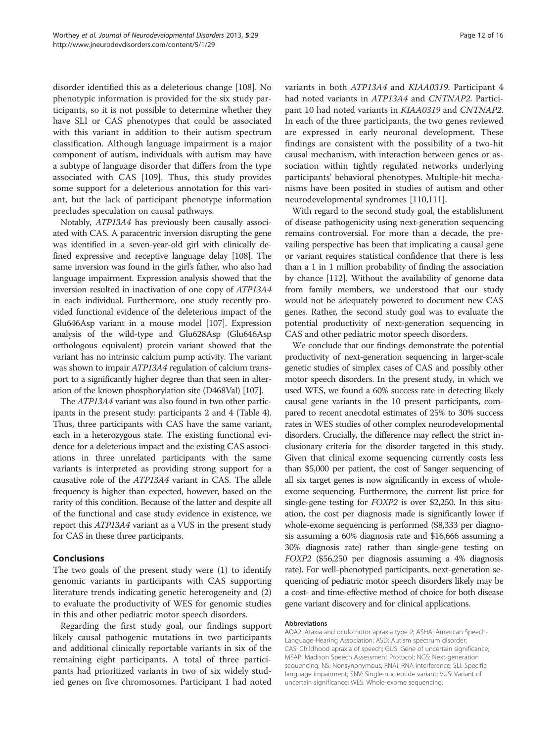disorder identified this as a deleterious change [108]. No phenotypic information is provided for the six study participants, so it is not possible to determine whether they have SLI or CAS phenotypes that could be associated with this variant in addition to their autism spectrum classification. Although language impairment is a major component of autism, individuals with autism may have a subtype of language disorder that differs from the type associated with CAS [109]. Thus, this study provides some support for a deleterious annotation for this variant, but the lack of participant phenotype information precludes speculation on causal pathways.

Notably, *ATP13A4* has previously been causally associated with CAS. A paracentric inversion disrupting the gene was identified in a seven-year-old girl with clinically defined expressive and receptive language delay [108]. The same inversion was found in the girl's father, who also had language impairment. Expression analysis showed that the inversion resulted in inactivation of one copy of *ATP13A4* in each individual. Furthermore, one study recently provided functional evidence of the deleterious impact of the Glu646Asp variant in a mouse model [107]. Expression analysis of the wild-type and Glu628Asp (Glu646Asp orthologous equivalent) protein variant showed that the variant has no intrinsic calcium pump activity. The variant was shown to impair *ATP13A4* regulation of calcium transport to a significantly higher degree than that seen in alteration of the known phosphorylation site (D468Val) [107].

The *ATP13A4* variant was also found in two other participants in the present study: participants 2 and 4 (Table 4). Thus, three participants with CAS have the same variant, each in a heterozygous state. The existing functional evidence for a deleterious impact and the existing CAS associations in three unrelated participants with the same variants is interpreted as providing strong support for a causative role of the *ATP13A4* variant in CAS. The allele frequency is higher than expected, however, based on the rarity of this condition. Because of the latter and despite all of the functional and case study evidence in existence, we report this *ATP13A4* variant as a VUS in the present study for CAS in these three participants.

## Conclusions

The two goals of the present study were (1) to identify genomic variants in participants with CAS supporting literature trends indicating genetic heterogeneity and (2) to evaluate the productivity of WES for genomic studies in this and other pediatric motor speech disorders.

Regarding the first study goal, our findings support likely causal pathogenic mutations in two participants and additional clinically reportable variants in six of the remaining eight participants. A total of three participants had prioritized variants in two of six widely studied genes on five chromosomes. Participant 1 had noted variants in both *ATP13A4* and *KIAA0319*. Participant 4 had noted variants in *ATP13A4* and *CNTNAP2*. Participant 10 had noted variants in *KIAA0319* and *CNTNAP2*. In each of the three participants, the two genes reviewed are expressed in early neuronal development. These findings are consistent with the possibility of a two-hit causal mechanism, with interaction between genes or association within tightly regulated networks underlying participants' behavioral phenotypes. Multiple-hit mechanisms have been posited in studies of autism and other neurodevelopmental syndromes [110,111].

With regard to the second study goal, the establishment of disease pathogenicity using next-generation sequencing remains controversial. For more than a decade, the prevailing perspective has been that implicating a causal gene or variant requires statistical confidence that there is less than a 1 in 1 million probability of finding the association by chance [112]. Without the availability of genome data from family members, we understood that our study would not be adequately powered to document new CAS genes. Rather, the second study goal was to evaluate the potential productivity of next-generation sequencing in CAS and other pediatric motor speech disorders.

We conclude that our findings demonstrate the potential productivity of next-generation sequencing in larger-scale genetic studies of simplex cases of CAS and possibly other motor speech disorders. In the present study, in which we used WES, we found a 60% success rate in detecting likely causal gene variants in the 10 present participants, compared to recent anecdotal estimates of 25% to 30% success rates in WES studies of other complex neurodevelopmental disorders. Crucially, the difference may reflect the strict inclusionary criteria for the disorder targeted in this study. Given that clinical exome sequencing currently costs less than $5,000 per patient, the cost of Sanger sequencing of all six target genes is now significantly in excess of whole-exome sequencing. Furthermore, the current list price for single-gene testing for *FOXP2* is over $2,250. In this situation, the cost per diagnosis made is significantly lower if whole-exome sequencing is performed ($8,333 per diagnosis assuming a 60% diagnosis rate and $16,666 assuming a 30% diagnosis rate) rather than single-gene testing on *FOXP2* ($56,250 per diagnosis assuming a 4% diagnosis rate). For well-phenotyped participants, next-generation sequencing of pediatric motor speech disorders likely may be a cost- and time-effective method of choice for both disease gene variant discovery and for clinical applications.

#### Abbreviations

AOA2: Ataxia and oculomotor apraxia type 2; ASHA: American Speech-Language-Hearing Association; ASD: Autism spectrum disorder; CAS: Childhood apraxia of speech; GUS: Gene of uncertain significance; MSAP: Madison Speech Assessment Protocol; NGS: Next-generation sequencing; NS: Nonsynonymous; RNAi: RNA interference; SLI: Specific language impairment; SNV: Single-nucleotide variant; VUS: Variant of uncertain significance; WES: Whole-exome sequencing.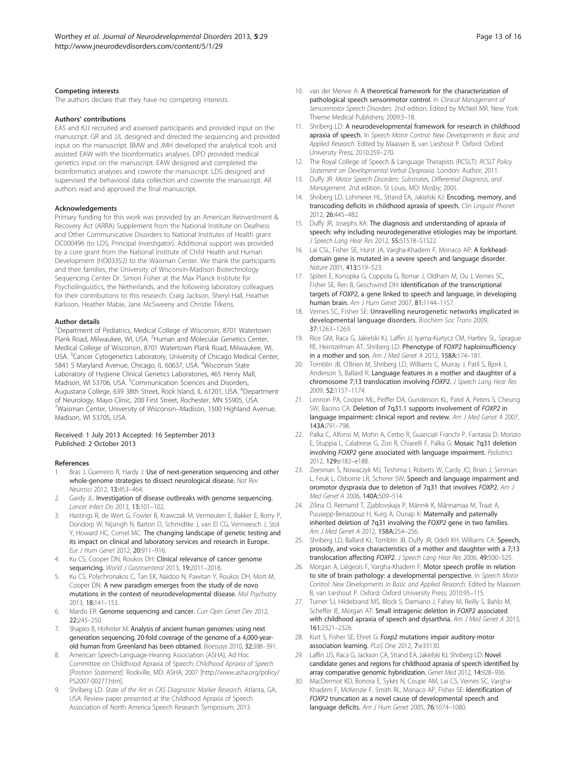### Competing interests

The authors declare that they have no competing interests.

### Authors' contributions

EAS and KJJ recruited and assessed participants and provided input on the manuscript. GR and JJL designed and directed the sequencing and provided input on the manuscript. BMW and JMH developed the analytical tools and assisted EAW with the bioinformatics analyses. DPD provided medical genetics input on the manuscript. EAW designed and completed the bioinformatics analyses and cowrote the manuscript. LDS designed and supervised the behavioral data collection and cowrote the manuscript. All authors read and approved the final manuscript.

### Acknowledgements

Primary funding for this work was provided by an American Reinvestment & Recovery Act (ARRA) Supplement from the National Institute on Deafness and Other Communicative Disorders to National Institutes of Health grant DC000496 (to LDS, Principal Investigator). Additional support was provided by a core grant from the National Institute of Child Health and Human Development (HD03352) to the Waisman Center. We thank the participants and their families, the University of Wisconsin-Madison Biotechnology Sequencing Center Dr. Simon Fisher at the Max Planck Institute for Psycholinguistics, the Netherlands, and the following laboratory colleagues for their contributions to this research: Craig Jackson, Sheryl Hall, Heather Karlsson, Heather Mabie, Jane McSweeny and Christie Tilkens.

### Author details

[1]Department of Pediatrics, Medical College of Wisconsin, 8701 Watertown Plank Road, Milwaukee, WI, USA. [2]Human and Molecular Genetics Center, Medical College of Wisconsin, 8701 Watertown Plank Road, Milwaukee, WI, USA. [3]Cancer Cytogenetics Laboratory, University of Chicago Medical Center, 5841 S Maryland Avenue, Chicago, IL 60637, USA. [4]Wisconsin State Laboratory of Hygiene Clinical Genetics Laboratories, 465 Henry Mall, Madison, WI 53706, USA. [5]Communication Sciences and Disorders, Augustana College, 639 38th Street, Rock Island, IL 61201, USA. [6]Department of Neurology, Mayo Clinic, 200 First Street, Rochester, MN 55905, USA. [7]Waisman Center, University of Wisconsin–Madison, 1500 Highland Avenue, Madison, WI 53705, USA.

Received: 1 July 2013 Accepted: 16 September 2013
Published: 2 October 2013

### References

1. Bras J, Guerreiro R, Hardy J: **Use of next-generation sequencing and other whole-genome strategies to dissect neurological disease.** *Nat Rev Neurosci* 2012, **13:**453–464.
2. Gardy JL: **Investigation of disease outbreaks with genome sequencing.** *Lancet Infect Dis* 2013, **13:**101–102.
3. Hastings R, de Wert G, Fowler B, Krawczak M, Vermeulen E, Bakker E, Borry P, Dondorp W, Nijsingh N, Barton D, Schmidtke J, van El CG, Vermeesch J, Stol Y, Howard HC, Cornel MC: **The changing landscape of genetic testing and its impact on clinical and laboratory services and research in Europe.** *Eur J Hum Genet* 2012, **20:**911–916.
4. Ku CS, Cooper DN, Roukos DH: **Clinical relevance of cancer genome sequencing.** *World J Gastroenterol* 2013, **19:**2011–2018.
5. Ku CS, Polychronakos C, Tan EK, Naidoo N, Pawitan Y, Roukos DH, Mort M, Cooper DN: **A new paradigm emerges from the study of de novo mutations in the context of neurodevelopmental disease.** *Mol Psychiatry* 2013, **18:**141–153.
6. Mardis ER: **Genome sequencing and cancer.** *Curr Opin Genet Dev* 2012, **22:**245–250.
7. Shapiro B, Hofreiter M: **Analysis of ancient human genomes: using next generation sequencing, 20-fold coverage of the genome of a 4,000-year-old human from Greenland has been obtained.** *Bioessays* 2010, **32:**388–391.
8. American Speech-Language-Hearing Association (ASHA), Ad Hoc Committee on Childhood Apraxia of Speech: *Childhood Apraxia of Speech [Position Statement].* Rockville, MD: ASHA; 2007 [http://www.asha.org/policy/PS2007-00277.htm].
9. Shriberg LD: *State of the Art in CAS Diagnostic Marker Research.* Atlanta, GA, USA: Review paper presented at the Childhood Apraxia of Speech Association of North America Speech Research Symposium; 2013.
10. van der Merwe A: **A theoretical framework for the characterization of pathological speech sensorimotor control.** In *Clinical Management of Sensorimotor Speech Disorders.* 2nd edition. Edited by McNeil MR. New York: Thieme Medical Publishers; 2009:3–18.
11. Shriberg LD: **A neurodevelopmental framework for research in childhood apraxia of speech.** In *Speech Motor Control: New Developments in Basic and Applied Research.* Edited by Maassen B, van Lieshout P. Oxford: Oxford University Press; 2010:259–270.
12. The Royal College of Speech & Language Therapists (RCSLT): *RCSLT Policy Statement on Developmental Verbal Dyspraxia.* London: Author; 2011.
13. Duffy JR: *Motor Speech Disorders: Substrates, Differential Diagnosis, and Management.* 2nd edition. St Louis, MO: Mosby; 2005.
14. Shriberg LD, Lohmeier HL, Strand EA, Jakielski KJ: **Encoding, memory, and transcoding deficits in childhood apraxia of speech.** *Clin Linguist Phonet* 2012, **26:**445–482.
15. Duffy JR, Josephs KA: **The diagnosis and understanding of apraxia of speech: why including neurodegenerative etiologies may be important.** *J Speech Lang Hear Res* 2012, **55:**S1518–S1522.
16. Lai CSL, Fisher SE, Hurst JA, Vargha-Khadem F, Monaco AP: **A forkhead-domain gene is mutated in a severe speech and language disorder.** *Nature* 2001, **413:**519–523.
17. Spiteri E, Konopka G, Coppola G, Bomar J, Oldham M, Ou J, Vernes SC, Fisher SE, Ren B, Geschwind DH: **Identification of the transcriptional targets of *FOXP2*, a gene linked to speech and language, in developing human brain.** *Am J Hum Genet* 2007, **81:**1144–1157.
18. Vernes SC, Fisher SE: **Unravelling neurogenetic networks implicated in developmental language disorders.** *Biochem Soc Trans* 2009, **37:**1263–1269.
19. Rice GM, Raca G, Jakielski KJ, Laffin JJ, Iyama-Kurtycz CM, Hartley SL, Sprague RE, Heintzelman AT, Shriberg LD: **Phenotype of *FOXP2* haploinsufficiency in a mother and son.** *Am J Med Genet A* 2012, **158A:**174–181.
20. Tomblin JB, O'Brien M, Shriberg LD, Williams C, Murray J, Patil S, Bjork J, Anderson S, Ballard K: **Language features in a mother and daughter of a chromosome 7;13 translocation involving *FOXP2*.** *J Speech Lang Hear Res* 2009, **52:**1157–1174.
21. Lennon PA, Cooper ML, Peiffer DA, Gunderson KL, Patel A, Peters S, Cheung SW, Bacino CA: **Deletion of 7q31.1 supports involvement of *FOXP2* in language impairment: clinical report and review.** *Am J Med Genet A* 2007, **143A:**791–798.
22. Palka C, Alfonsi M, Mohn A, Cerbo R, Guanciali Franchi P, Fantasia D, Morizio E, Stuppia L, Calabrese G, Zori R, Chiarelli F, Palka G: **Mosaic 7q31 deletion involving *FOXP2* gene associated with language impairment.** *Pediatrics* 2012, **129:**e183–e188.
23. Zeesman S, Nowaczyk MJ, Teshima I, Roberts W, Cardy JO, Brian J, Senman L, Feuk L, Osborne LR, Scherer SW: **Speech and language impairment and oromotor dyspraxia due to deletion of 7q31 that involves *FOXP2*.** *Am J Med Genet A* 2006, **140A:**509–514.
24. Zilina O, Reimand T, Zjablovskaja P, Männik K, Männamaa M, Traat A, Puusepp-Benazzouz H, Kurg A, Ounap K: **Maternally and paternally inherited deletion of 7q31 involving the *FOXP2* gene in two families.** *Am J Med Genet A* 2012, **158A:**254–256.
25. Shriberg LD, Ballard KJ, Tomblin JB, Duffy JR, Odell KH, Williams CA: **Speech, prosody, and voice characteristics of a mother and daughter with a 7;13 translocation affecting *FOXP2*.** *J Speech Lang Hear Res* 2006, **49:**500–525.
26. Morgan A, Liégeois F, Vargha-Khadem F: **Motor speech profile in relation to site of brain pathology: a developmental perspective.** In *Speech Motor Control: New Developments in Basic and Applied Research.* Edited by Maassen B, van Lieshout P. Oxford: Oxford University Press; 2010:95–115.
27. Turner SJ, Hildebrand MS, Block S, Damiano J, Fahey M, Reilly S, Bahlo M, Scheffer IE, Morgan AT: **Small intragenic deletion in *FOXP2* associated with childhood apraxia of speech and dysarthria.** *Am J Med Genet A* 2013, **161:**2321–2326.
28. Kurt S, Fisher SE, Ehret G: ***Foxp2* mutations impair auditory-motor association learning.** *PLoS One* 2012, **7:**e33130.
29. Laffin JJS, Raca G, Jackson CA, Strand EA, Jakielski KJ, Shriberg LD: **Novel candidate genes and regions for childhood apraxia of speech identified by array comparative genomic hybridization.** *Genet Med* 2012, **14:**928–936.
30. MacDermot KD, Bonora E, Sykes N, Coupe AM, Lai CS, Vernes SC, Vargha-Khadem F, McKenzie F, Smith RL, Monaco AP, Fisher SE: **Identification of *FOXP2* truncation as a novel cause of developmental speech and language deficits.** *Am J Hum Genet* 2005, **76:**1074–1080.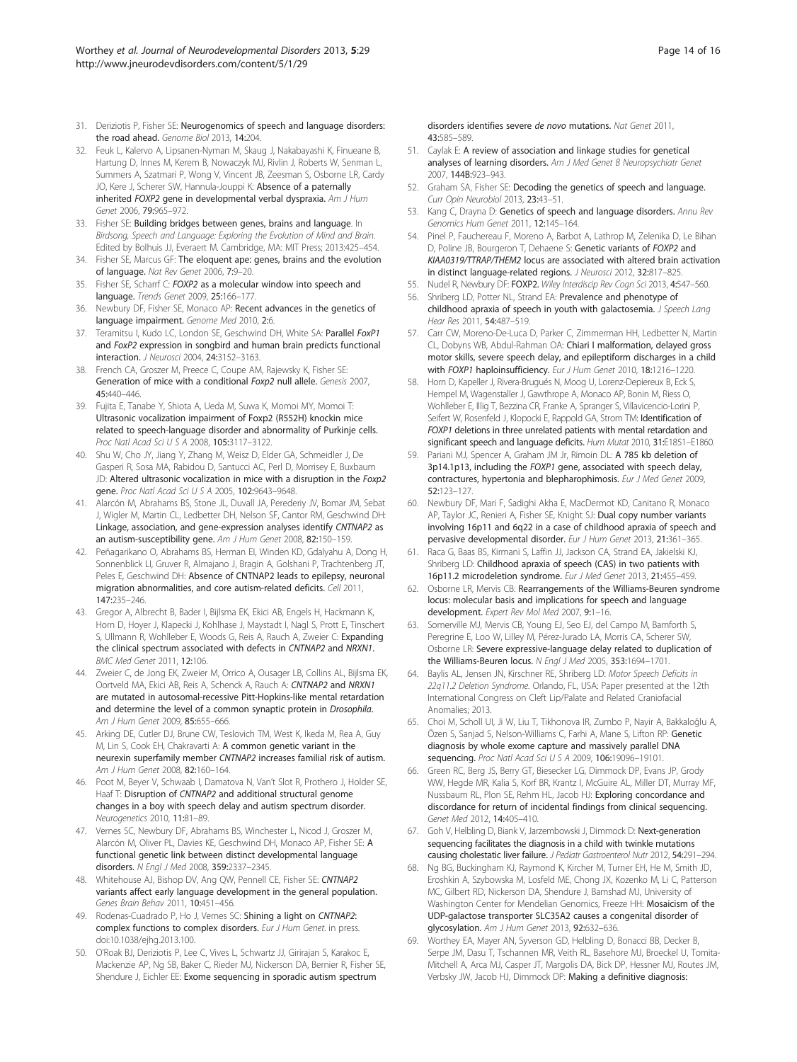31. Deriziotis P, Fisher SE: **Neurogenomics of speech and language disorders: the road ahead.** *Genome Biol* 2013, **14:**204.
32. Feuk L, Kalervo A, Lipsanen-Nyman M, Skaug J, Nakabayashi K, Finucane B, Hartung D, Innes M, Kerem B, Nowaczyk MJ, Rivlin J, Roberts W, Senman L, Summers A, Szatmari P, Wong V, Vincent JB, Zeesman S, Osborne LR, Cardy JO, Kere J, Scherer SW, Hannula-Jouppi K: **Absence of a paternally inherited** ***FOXP2*** **gene in developmental verbal dyspraxia.** *Am J Hum Genet* 2006, **79:**965–972.
33. Fisher SE: **Building bridges between genes, brains and language.** In *Birdsong, Speech and Language: Exploring the Evolution of Mind and Brain.* Edited by Bolhuis JJ, Everaert M. Cambridge, MA: MIT Press; 2013:425–454.
34. Fisher SE, Marcus GF: **The eloquent ape: genes, brains and the evolution of language.** *Nat Rev Genet* 2006, **7:**9–20.
35. Fisher SE, Scharff C: ***FOXP2*** **as a molecular window into speech and language.** *Trends Genet* 2009, **25:**166–177.
36. Newbury DF, Fisher SE, Monaco AP: **Recent advances in the genetics of language impairment.** *Genome Med* 2010, **2:**6.
37. Teramitsu I, Kudo LC, London SE, Geschwind DH, White SA: **Parallel** ***FoxP1*** **and** ***FoxP2*** **expression in songbird and human brain predicts functional interaction.** *J Neurosci* 2004, **24:**3152–3163.
38. French CA, Groszer M, Preece C, Coupe AM, Rajewsky K, Fisher SE: **Generation of mice with a conditional** ***Foxp2*** **null allele.** *Genesis* 2007, **45:**440–446.
39. Fujita E, Tanabe Y, Shiota A, Ueda M, Suwa K, Momoi MY, Momoi T: **Ultrasonic vocalization impairment of Foxp2 (R552H) knockin mice related to speech-language disorder and abnormality of Purkinje cells.** *Proc Natl Acad Sci U S A* 2008, **105:**3117–3122.
40. Shu W, Cho JY, Jiang Y, Zhang M, Weisz D, Elder GA, Schmeidler J, De Gasperi R, Sosa MA, Rabidou D, Santucci AC, Perl D, Morrisey E, Buxbaum JD: **Altered ultrasonic vocalization in mice with a disruption in the** ***Foxp2*** **gene.** *Proc Natl Acad Sci U S A* 2005, **102:**9643–9648.
41. Alarcón M, Abrahams BS, Stone JL, Duvall JA, Perederiy JV, Bomar JM, Sebat J, Wigler M, Martin CL, Ledbetter DH, Nelson SF, Cantor RM, Geschwind DH: **Linkage, association, and gene-expression analyses identify** ***CNTNAP2*** **as an autism-susceptibility gene.** *Am J Hum Genet* 2008, **82:**150–159.
42. Peñagarikano O, Abrahams BS, Herman EI, Winden KD, Gdalyahu A, Dong H, Sonnenblick LI, Gruver R, Almajano J, Bragin A, Golshani P, Trachtenberg JT, Peles E, Geschwind DH: **Absence of CNTNAP2 leads to epilepsy, neuronal migration abnormalities, and core autism-related deficits.** *Cell* 2011, **147:**235–246.
43. Gregor A, Albrecht B, Bader I, Bijlsma EK, Ekici AB, Engels H, Hackmann K, Horn D, Hoyer J, Klapecki J, Kohlhase J, Maystadt I, Nagl S, Prott E, Tinschert S, Ullmann R, Wohlleber E, Woods G, Reis A, Rauch A, Zweier C: **Expanding the clinical spectrum associated with defects in** ***CNTNAP2*** **and** ***NRXN1*****.** *BMC Med Genet* 2011, **12:**106.
44. Zweier C, de Jong EK, Zweier M, Orrico A, Ousager LB, Collins AL, Bijlsma EK, Oortveld MA, Ekici AB, Reis A, Schenck A, Rauch A: ***CNTNAP2*** **and** ***NRXN1*** **are mutated in autosomal-recessive Pitt-Hopkins-like mental retardation and determine the level of a common synaptic protein in** ***Drosophila*****.** *Am J Hum Genet* 2009, **85:**655–666.
45. Arking DE, Cutler DJ, Brune CW, Teslovich TM, West K, Ikeda M, Rea A, Guy M, Lin S, Cook EH, Chakravarti A: **A common genetic variant in the neurexin superfamily member** ***CNTNAP2*** **increases familial risk of autism.** *Am J Hum Genet* 2008, **82:**160–164.
46. Poot M, Beyer V, Schwaab I, Damatova N, Van't Slot R, Prothero J, Holder SE, Haaf T: **Disruption of** ***CNTNAP2*** **and additional structural genome changes in a boy with speech delay and autism spectrum disorder.** *Neurogenetics* 2010, **11:**81–89.
47. Vernes SC, Newbury DF, Abrahams BS, Winchester L, Nicod J, Groszer M, Alarcón M, Oliver PL, Davies KE, Geschwind DH, Monaco AP, Fisher SE: **A functional genetic link between distinct developmental language disorders.** *N Engl J Med* 2008, **359:**2337–2345.
48. Whitehouse AJ, Bishop DV, Ang QW, Pennell CE, Fisher SE: ***CNTNAP2*** **variants affect early language development in the general population.** *Genes Brain Behav* 2011, **10:**451–456.
49. Rodenas-Cuadrado P, Ho J, Vernes SC: **Shining a light on** ***CNTNAP2*****: complex functions to complex disorders.** *Eur J Hum Genet*. in press. doi:10.1038/ejhg.2013.100.
50. O'Roak BJ, Deriziotis P, Lee C, Vives L, Schwartz JJ, Girirajan S, Karakoc E, Mackenzie AP, Ng SB, Baker C, Rieder MJ, Nickerson DA, Bernier R, Fisher SE, Shendure J, Eichler EE: **Exome sequencing in sporadic autism spectrum disorders identifies severe** ***de novo*** **mutations.** *Nat Genet* 2011, **43:**585–589.
51. Caylak E: **A review of association and linkage studies for genetical analyses of learning disorders.** *Am J Med Genet B Neuropsychiatr Genet* 2007, **144B:**923–943.
52. Graham SA, Fisher SE: **Decoding the genetics of speech and language.** *Curr Opin Neurobiol* 2013, **23:**43–51.
53. Kang C, Drayna D: **Genetics of speech and language disorders.** *Annu Rev Genomics Hum Genet* 2011, **12:**145–164.
54. Pinel P, Fauchereau F, Moreno A, Barbot A, Lathrop M, Zelenika D, Le Bihan D, Poline JB, Bourgeron T, Dehaene S: **Genetic variants of** ***FOXP2*** **and** ***KIAA0319/TTRAP/THEM2*** **locus are associated with altered brain activation in distinct language-related regions.** *J Neurosci* 2012, **32:**817–825.
55. Nudel R, Newbury DF: **FOXP2.** *Wiley Interdiscip Rev Cogn Sci* 2013, **4:**547–560.
56. Shriberg LD, Potter NL, Strand EA: **Prevalence and phenotype of childhood apraxia of speech in youth with galactosemia.** *J Speech Lang Hear Res* 2011, **54:**487–519.
57. Carr CW, Moreno-De-Luca D, Parker C, Zimmerman HH, Ledbetter N, Martin CL, Dobyns WB, Abdul-Rahman OA: **Chiari I malformation, delayed gross motor skills, severe speech delay, and epileptiform discharges in a child with** ***FOXP1*** **haploinsufficiency.** *Eur J Hum Genet* 2010, **18:**1216–1220.
58. Horn D, Kapeller J, Rivera-Brugués N, Moog U, Lorenz-Depiereux B, Eck S, Hempel M, Wagenstaller J, Gawthrope A, Monaco AP, Bonin M, Riess O, Wohlleber E, Illig T, Bezzina CR, Franke A, Spranger S, Villavicencio-Lorini P, Seifert W, Rosenfeld J, Klopocki E, Rappold GA, Strom TM: **Identification of** ***FOXP1*** **deletions in three unrelated patients with mental retardation and significant speech and language deficits.** *Hum Mutat* 2010, **31:**E1851–E1860.
59. Pariani MJ, Spencer A, Graham JM Jr, Rimoin DL: **A 785 kb deletion of 3p14.1p13, including the** ***FOXP1*** **gene, associated with speech delay, contractures, hypertonia and blepharophimosis.** *Eur J Med Genet* 2009, **52:**123–127.
60. Newbury DF, Mari F, Sadighi Akha E, MacDermot KD, Canitano R, Monaco AP, Taylor JC, Renieri A, Fisher SE, Knight SJ: **Dual copy number variants involving 16p11 and 6q22 in a case of childhood apraxia of speech and pervasive developmental disorder.** *Eur J Hum Genet* 2013, **21:**361–365.
61. Raca G, Baas BS, Kirmani S, Laffin JJ, Jackson CA, Strand EA, Jakielski KJ, Shriberg LD: **Childhood apraxia of speech (CAS) in two patients with 16p11.2 microdeletion syndrome.** *Eur J Med Genet* 2013, **21:**455–459.
62. Osborne LR, Mervis CB: **Rearrangements of the Williams-Beuren syndrome locus: molecular basis and implications for speech and language development.** *Expert Rev Mol Med* 2007, **9:**1–16.
63. Somerville MJ, Mervis CB, Young EJ, Seo EJ, del Campo M, Bamforth S, Peregrine E, Loo W, Lilley M, Pérez-Jurado LA, Morris CA, Scherer SW, Osborne LR: **Severe expressive-language delay related to duplication of the Williams-Beuren locus.** *N Engl J Med* 2005, **353:**1694–1701.
64. Baylis AL, Jensen JN, Kirschner RE, Shriberg LD: *Motor Speech Deficits in 22q11.2 Deletion Syndrome.* Orlando, FL, USA: Paper presented at the 12th International Congress on Cleft Lip/Palate and Related Craniofacial Anomalies; 2013.
65. Choi M, Scholl UI, Ji W, Liu T, Tikhonova IR, Zumbo P, Nayir A, Bakkaloğlu A, Özen S, Sanjad S, Nelson-Williams C, Farhi A, Mane S, Lifton RP: **Genetic diagnosis by whole exome capture and massively parallel DNA sequencing.** *Proc Natl Acad Sci U S A* 2009, **106:**19096–19101.
66. Green RC, Berg JS, Berry GT, Biesecker LG, Dimmock DP, Evans JP, Grody WW, Hegde MR, Kalia S, Korf BR, Krantz I, McGuire AL, Miller DT, Murray MF, Nussbaum RL, Plon SE, Rehm HL, Jacob HJ: **Exploring concordance and discordance for return of incidental findings from clinical sequencing.** *Genet Med* 2012, **14:**405–410.
67. Goh V, Helbling D, Biank V, Jarzembowski J, Dimmock D: **Next-generation sequencing facilitates the diagnosis in a child with twinkle mutations causing cholestatic liver failure.** *J Pediatr Gastroenterol Nutr* 2012, **54:**291–294.
68. Ng BG, Buckingham KJ, Raymond K, Kircher M, Turner EH, He M, Smith JD, Eroshkin A, Szybowska M, Losfeld ME, Chong JX, Kozenko M, Li C, Patterson MC, Gilbert RD, Nickerson DA, Shendure J, Bamshad MJ, University of Washington Center for Mendelian Genomics, Freeze HH: **Mosaicism of the UDP-galactose transporter SLC35A2 causes a congenital disorder of glycosylation.** *Am J Hum Genet* 2013, **92:**632–636.
69. Worthey EA, Mayer AN, Syverson GD, Helbling D, Bonacci BB, Decker B, Serpe JM, Dasu T, Tschannen MR, Veith RL, Basehore MJ, Broeckel U, Tomita-Mitchell A, Arca MJ, Casper JT, Margolis DA, Bick DP, Hessner MJ, Routes JM, Verbsky JW, Jacob HJ, Dimmock DP: **Making a definitive diagnosis:**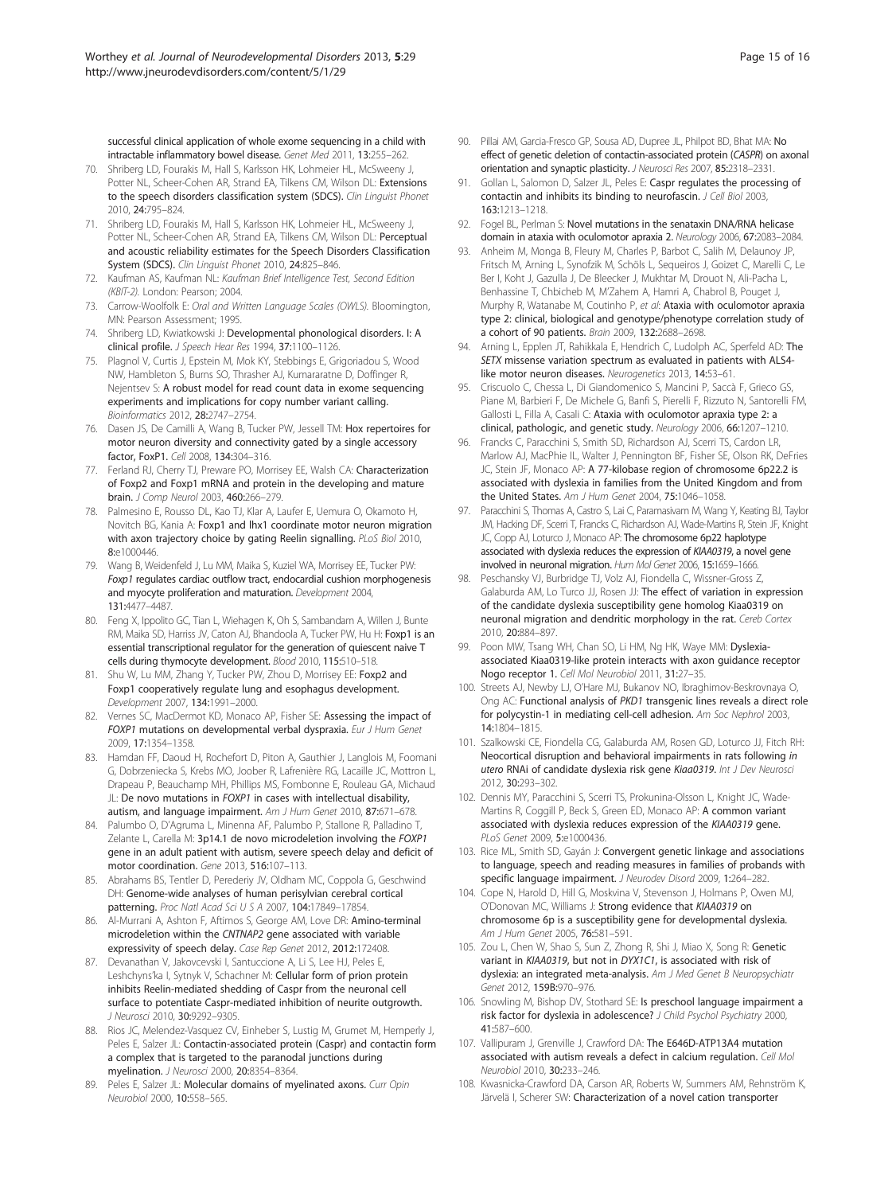successful clinical application of whole exome sequencing in a child with intractable inflammatory bowel disease. *Genet Med* 2011, 13:255–262.

70. Shriberg LD, Fourakis M, Hall S, Karlsson HK, Lohmeier HL, McSweeny J, Potter NL, Scheer-Cohen AR, Strand EA, Tilkens CM, Wilson DL: Extensions to the speech disorders classification system (SDCS). *Clin Linguist Phonet* 2010, 24:795–824.
71. Shriberg LD, Fourakis M, Hall S, Karlsson HK, Lohmeier HL, McSweeny J, Potter NL, Scheer-Cohen AR, Strand EA, Tilkens CM, Wilson DL: Perceptual and acoustic reliability estimates for the Speech Disorders Classification System (SDCS). *Clin Linguist Phonet* 2010, 24:825–846.
72. Kaufman AS, Kaufman NL: *Kaufman Brief Intelligence Test, Second Edition (KBIT-2)*. London: Pearson; 2004.
73. Carrow-Woolfolk E: *Oral and Written Language Scales (OWLS)*. Bloomington, MN: Pearson Assessment; 1995.
74. Shriberg LD, Kwiatkowski J: Developmental phonological disorders. I: A clinical profile. *J Speech Hear Res* 1994, 37:1100–1126.
75. Plagnol V, Curtis J, Epstein M, Mok KY, Stebbings E, Grigoriadou S, Wood NW, Hambleton S, Burns SO, Thrasher AJ, Kumararatne D, Doffinger R, Nejentsev S: A robust model for read count data in exome sequencing experiments and implications for copy number variant calling. *Bioinformatics* 2012, 28:2747–2754.
76. Dasen JS, De Camilli A, Wang B, Tucker PW, Jessell TM: Hox repertoires for motor neuron diversity and connectivity gated by a single accessory factor, FoxP1. *Cell* 2008, 134:304–316.
77. Ferland RJ, Cherry TJ, Preware PO, Morrisey EE, Walsh CA: Characterization of Foxp2 and Foxp1 mRNA and protein in the developing and mature brain. *J Comp Neurol* 2003, 460:266–279.
78. Palmesino E, Rousso DL, Kao TJ, Klar A, Laufer E, Uemura O, Okamoto H, Novitch BG, Kania A: Foxp1 and lhx1 coordinate motor neuron migration with axon trajectory choice by gating Reelin signalling. *PLoS Biol* 2010, 8:e1000446.
79. Wang B, Weidenfeld J, Lu MM, Maika S, Kuziel WA, Morrisey EE, Tucker PW: *Foxp1* regulates cardiac outflow tract, endocardial cushion morphogenesis and myocyte proliferation and maturation. *Development* 2004, 131:4477–4487.
80. Feng X, Ippolito GC, Tian L, Wiehagen K, Oh S, Sambandam A, Willen J, Bunte RM, Maika SD, Harriss JV, Caton AJ, Bhandoola A, Tucker PW, Hu H: Foxp1 is an essential transcriptional regulator for the generation of quiescent naive T cells during thymocyte development. *Blood* 2010, 115:510–518.
81. Shu W, Lu MM, Zhang Y, Tucker PW, Zhou D, Morrisey EE: Foxp2 and Foxp1 cooperatively regulate lung and esophagus development. *Development* 2007, 134:1991–2000.
82. Vernes SC, MacDermot KD, Monaco AP, Fisher SE: Assessing the impact of *FOXP1* mutations on developmental verbal dyspraxia. *Eur J Hum Genet* 2009, 17:1354–1358.
83. Hamdan FF, Daoud H, Rochefort D, Piton A, Gauthier J, Langlois M, Foomani G, Dobrzeniecka S, Krebs MO, Joober R, Lafrenière RG, Lacaille JC, Mottron L, Drapeau P, Beauchamp MH, Phillips MS, Fombonne E, Rouleau GA, Michaud JL: De novo mutations in *FOXP1* in cases with intellectual disability, autism, and language impairment. *Am J Hum Genet* 2010, 87:671–678.
84. Palumbo O, D'Agruma L, Minenna AF, Palumbo P, Stallone R, Palladino T, Zelante L, Carella M: 3p14.1 de novo microdeletion involving the *FOXP1* gene in an adult patient with autism, severe speech delay and deficit of motor coordination. *Gene* 2013, 516:107–113.
85. Abrahams BS, Tentler D, Perederiy JV, Oldham MC, Coppola G, Geschwind DH: Genome-wide analyses of human perisylvian cerebral cortical patterning. *Proc Natl Acad Sci U S A* 2007, 104:17849–17854.
86. Al-Murrani A, Ashton F, Aftimos S, George AM, Love DR: Amino-terminal microdeletion within the *CNTNAP2* gene associated with variable expressivity of speech delay. *Case Rep Genet* 2012, 2012:172408.
87. Devanathan V, Jakovcevski I, Santuccione A, Li S, Lee HJ, Peles E, Leshchyns'ka I, Sytnyk V, Schachner M: Cellular form of prion protein inhibits Reelin-mediated shedding of Caspr from the neuronal cell surface to potentiate Caspr-mediated inhibition of neurite outgrowth. *J Neurosci* 2010, 30:9292–9305.
88. Rios JC, Melendez-Vasquez CV, Einheber S, Lustig M, Grumet M, Hemperly J, Peles E, Salzer JL: Contactin-associated protein (Caspr) and contactin form a complex that is targeted to the paranodal junctions during myelination. *J Neurosci* 2000, 20:8354–8364.
89. Peles E, Salzer JL: Molecular domains of myelinated axons. *Curr Opin Neurobiol* 2000, 10:558–565.
90. Pillai AM, Garcia-Fresco GP, Sousa AD, Dupree JL, Philpot BD, Bhat MA: No effect of genetic deletion of contactin-associated protein (*CASPR*) on axonal orientation and synaptic plasticity. *J Neurosci Res* 2007, 85:2318–2331.
91. Gollan L, Salomon D, Salzer JL, Peles E: Caspr regulates the processing of contactin and inhibits its binding to neurofascin. *J Cell Biol* 2003, 163:1213–1218.
92. Fogel BL, Perlman S: Novel mutations in the senataxin DNA/RNA helicase domain in ataxia with oculomotor apraxia 2. *Neurology* 2006, 67:2083–2084.
93. Anheim M, Monga B, Fleury M, Charles P, Barbot C, Salih M, Delaunoy JP, Fritsch M, Arning L, Synofzik M, Schöls L, Sequeiros J, Goizet C, Marelli C, Le Ber I, Koht J, Gazulla J, De Bleecker J, Mukhtar M, Drouot N, Ali-Pacha L, Benhassine T, Chbicheb M, M'Zahem A, Hamri A, Chabrol B, Pouget J, Murphy R, Watanabe M, Coutinho P, *et al*: Ataxia with oculomotor apraxia type 2: clinical, biological and genotype/phenotype correlation study of a cohort of 90 patients. *Brain* 2009, 132:2688–2698.
94. Arning L, Epplen JT, Rahikkala E, Hendrich C, Ludolph AC, Sperfeld AD: The *SETX* missense variation spectrum as evaluated in patients with ALS4-like motor neuron diseases. *Neurogenetics* 2013, 14:53–61.
95. Criscuolo C, Chessa L, Di Giandomenico S, Mancini P, Saccà F, Grieco GS, Piane M, Barbieri F, De Michele G, Banfi S, Pierelli F, Rizzuto N, Santorelli FM, Gallosti L, Filla A, Casali C: Ataxia with oculomotor apraxia type 2: a clinical, pathologic, and genetic study. *Neurology* 2006, 66:1207–1210.
96. Francks C, Paracchini S, Smith SD, Richardson AJ, Scerri TS, Cardon LR, Marlow AJ, MacPhie IL, Walter J, Pennington BF, Fisher SE, Olson RK, DeFries JC, Stein JF, Monaco AP: A 77-kilobase region of chromosome 6p22.2 is associated with dyslexia in families from the United Kingdom and from the United States. *Am J Hum Genet* 2004, 75:1046–1058.
97. Paracchini S, Thomas A, Castro S, Lai C, Paramasivam M, Wang Y, Keating BJ, Taylor JM, Hacking DF, Scerri T, Francks C, Richardson AJ, Wade-Martins R, Stein JF, Knight JC, Copp AJ, Loturco J, Monaco AP: The chromosome 6p22 haplotype associated with dyslexia reduces the expression of *KIAA0319*, a novel gene involved in neuronal migration. *Hum Mol Genet* 2006, 15:1659–1666.
98. Peschansky VJ, Burbridge TJ, Volz AJ, Fiondella C, Wissner-Gross Z, Galaburda AM, Lo Turco JJ, Rosen JJ: The effect of variation in expression of the candidate dyslexia susceptibility gene homolog Kiaa0319 on neuronal migration and dendritic morphology in the rat. *Cereb Cortex* 2010, 20:884–897.
99. Poon MW, Tsang WH, Chan SO, Li HM, Ng HK, Waye MM: Dyslexia-associated Kiaa0319-like protein interacts with axon guidance receptor Nogo receptor 1. *Cell Mol Neurobiol* 2011, 31:27–35.
100. Streets AJ, Newby LJ, O'Hare MJ, Bukanov NO, Ibraghimov-Beskrovnaya O, Ong AC: Functional analysis of *PKD1* transgenic lines reveals a direct role for polycystin-1 in mediating cell-cell adhesion. *Am Soc Nephrol* 2003, 14:1804–1815.
101. Szalkowski CE, Fiondella CG, Galaburda AM, Rosen GD, Loturco JJ, Fitch RH: Neocortical disruption and behavioral impairments in rats following *in utero* RNAi of candidate dyslexia risk gene *Kiaa0319*. *Int J Dev Neurosci* 2012, 30:293–302.
102. Dennis MY, Paracchini S, Scerri TS, Prokunina-Olsson L, Knight JC, Wade-Martins R, Coggill P, Beck S, Green ED, Monaco AP: A common variant associated with dyslexia reduces expression of the *KIAA0319* gene. *PLoS Genet* 2009, 5:e1000436.
103. Rice ML, Smith SD, Gayán J: Convergent genetic linkage and associations to language, speech and reading measures in families of probands with specific language impairment. *J Neurodev Disord* 2009, 1:264–282.
104. Cope N, Harold D, Hill G, Moskvina V, Stevenson J, Holmans P, Owen MJ, O'Donovan MC, Williams J: Strong evidence that *KIAA0319* on chromosome 6p is a susceptibility gene for developmental dyslexia. *Am J Hum Genet* 2005, 76:581–591.
105. Zou L, Chen W, Shao S, Sun Z, Zhong R, Shi J, Miao X, Song R: Genetic variant in *KIAA0319*, but not in *DYX1C1*, is associated with risk of dyslexia: an integrated meta-analysis. *Am J Med Genet B Neuropsychiatr Genet* 2012, 159B:970–976.
106. Snowling M, Bishop DV, Stothard SE: Is preschool language impairment a risk factor for dyslexia in adolescence? *J Child Psychol Psychiatry* 2000, 41:587–600.
107. Vallipuram J, Grenville J, Crawford DA: The E646D-ATP13A4 mutation associated with autism reveals a defect in calcium regulation. *Cell Mol Neurobiol* 2010, 30:233–246.
108. Kwasnicka-Crawford DA, Carson AR, Roberts W, Summers AM, Rehnström K, Järvelä I, Scherer SW: Characterization of a novel cation transporter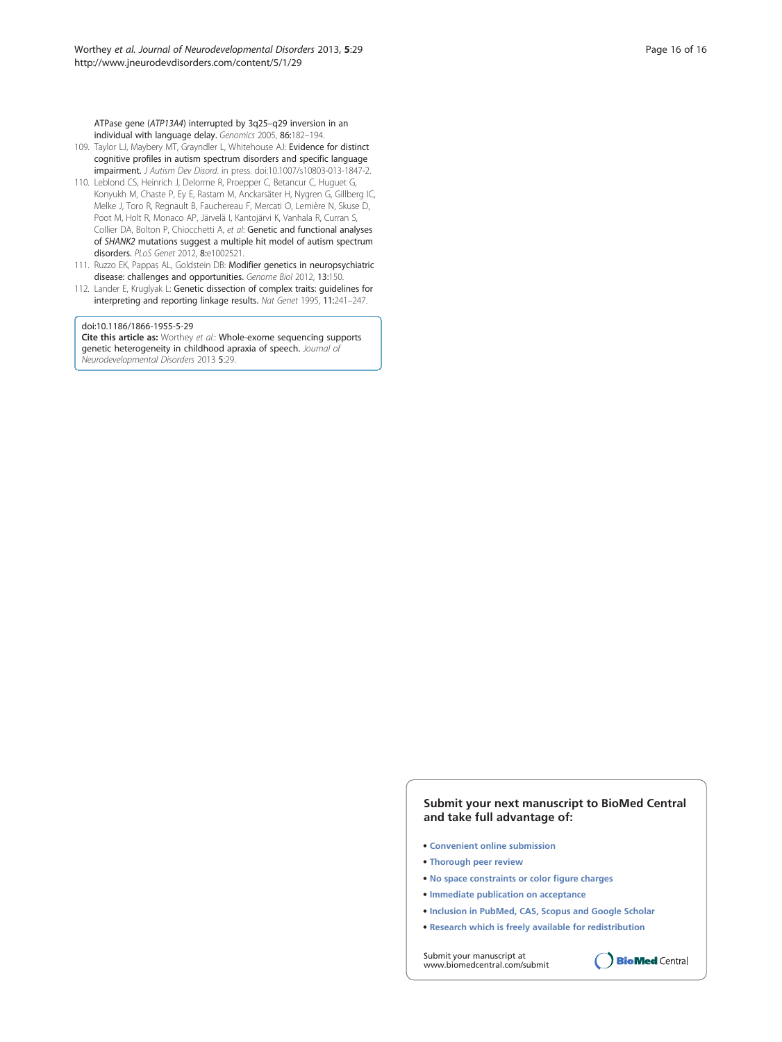ATPase gene (*ATP13A4*) interrupted by 3q25–q29 inversion in an individual with language delay. *Genomics* 2005, **86:**182–194.

109. Taylor LJ, Maybery MT, Grayndler L, Whitehouse AJ: **Evidence for distinct cognitive profiles in autism spectrum disorders and specific language impairment.** *J Autism Dev Disord*. in press. doi:10.1007/s10803-013-1847-2.
110. Leblond CS, Heinrich J, Delorme R, Proepper C, Betancur C, Huguet G, Konyukh M, Chaste P, Ey E, Rastam M, Anckarsäter H, Nygren G, Gillberg IC, Melke J, Toro R, Regnault B, Fauchereau F, Mercati O, Lemière N, Skuse D, Poot M, Holt R, Monaco AP, Järvelä I, Kantojärvi K, Vanhala R, Curran S, Collier DA, Bolton P, Chiocchetti A, *et al*: **Genetic and functional analyses of *SHANK2* mutations suggest a multiple hit model of autism spectrum disorders.** *PLoS Genet* 2012, **8:**e1002521.
111. Ruzzo EK, Pappas AL, Goldstein DB: **Modifier genetics in neuropsychiatric disease: challenges and opportunities.** *Genome Biol* 2012, **13:**150.
112. Lander E, Kruglyak L: **Genetic dissection of complex traits: guidelines for interpreting and reporting linkage results.** *Nat Genet* 1995, **11:**241–247.

doi:10.1186/1866-1955-5-29
**Cite this article as:** Worthey *et al.*: Whole-exome sequencing supports genetic heterogeneity in childhood apraxia of speech. *Journal of Neurodevelopmental Disorders* 2013 **5**:29.

**Submit your next manuscript to BioMed Central and take full advantage of:**

- **Convenient online submission**
- **Thorough peer review**
- **No space constraints or color figure charges**
- **Immediate publication on acceptance**
- **Inclusion in PubMed, CAS, Scopus and Google Scholar**
- **Research which is freely available for redistribution**

Submit your manuscript at
www.biomedcentral.com/submit

BioMed Central